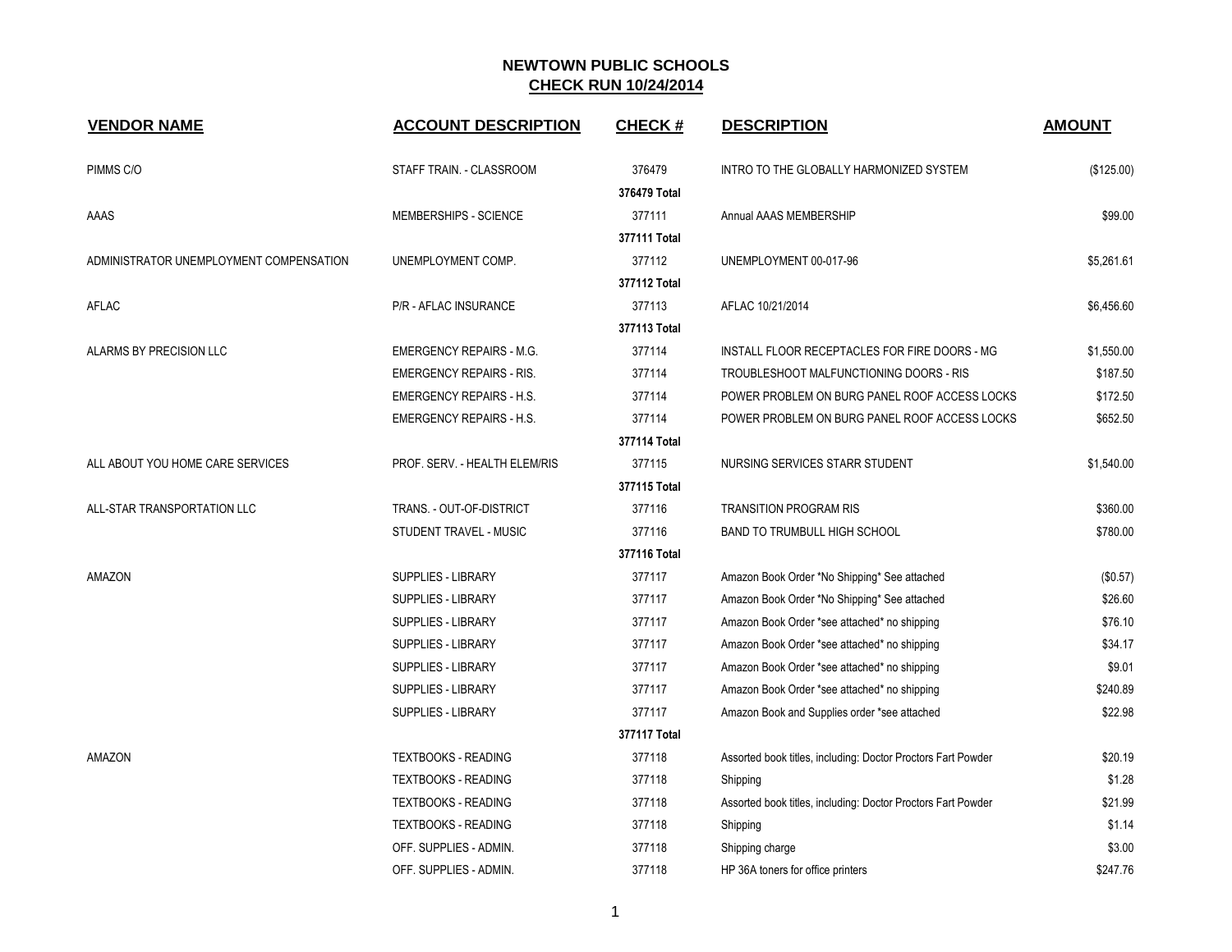# NEWTOWN PUBLIC SCHOOLS

## CHECK RUN 10/24/2014

| VENDOR NAME | ACCOUNT DESCRIPTION | CHECK # | DESCRIPTION | AMOUNT |
|---|---|---|---|---|
| PIMMS C/O | STAFF TRAIN. - CLASSROOM | 376479 | INTRO TO THE GLOBALLY HARMONIZED SYSTEM | ($125.00) |
| | | **376479 Total** | | |
| AAAS | MEMBERSHIPS - SCIENCE | 377111 | Annual AAAS MEMBERSHIP | $99.00 |
| | | **377111 Total** | | |
| ADMINISTRATOR UNEMPLOYMENT COMPENSATION | UNEMPLOYMENT COMP. | 377112 | UNEMPLOYMENT 00-017-96 | $5,261.61 |
| | | **377112 Total** | | |
| AFLAC | P/R - AFLAC INSURANCE | 377113 | AFLAC 10/21/2014 | $6,456.60 |
| | | **377113 Total** | | |
| ALARMS BY PRECISION LLC | EMERGENCY REPAIRS - M.G. | 377114 | INSTALL FLOOR RECEPTACLES FOR FIRE DOORS - MG | $1,550.00 |
| | EMERGENCY REPAIRS - RIS. | 377114 | TROUBLESHOOT MALFUNCTIONING DOORS - RIS | $187.50 |
| | EMERGENCY REPAIRS - H.S. | 377114 | POWER PROBLEM ON BURG PANEL ROOF ACCESS LOCKS | $172.50 |
| | EMERGENCY REPAIRS - H.S. | 377114 | POWER PROBLEM ON BURG PANEL ROOF ACCESS LOCKS | $652.50 |
| | | **377114 Total** | | |
| ALL ABOUT YOU HOME CARE SERVICES | PROF. SERV. - HEALTH ELEM/RIS | 377115 | NURSING SERVICES STARR STUDENT | $1,540.00 |
| | | **377115 Total** | | |
| ALL-STAR TRANSPORTATION LLC | TRANS. - OUT-OF-DISTRICT | 377116 | TRANSITION PROGRAM RIS | $360.00 |
| | STUDENT TRAVEL - MUSIC | 377116 | BAND TO TRUMBULL HIGH SCHOOL | $780.00 |
| | | **377116 Total** | | |
| AMAZON | SUPPLIES - LIBRARY | 377117 | Amazon Book Order *No Shipping* See attached | ($0.57) |
| | SUPPLIES - LIBRARY | 377117 | Amazon Book Order *No Shipping* See attached | $26.60 |
| | SUPPLIES - LIBRARY | 377117 | Amazon Book Order *see attached* no shipping | $76.10 |
| | SUPPLIES - LIBRARY | 377117 | Amazon Book Order *see attached* no shipping | $34.17 |
| | SUPPLIES - LIBRARY | 377117 | Amazon Book Order *see attached* no shipping | $9.01 |
| | SUPPLIES - LIBRARY | 377117 | Amazon Book Order *see attached* no shipping | $240.89 |
| | SUPPLIES - LIBRARY | 377117 | Amazon Book and Supplies order *see attached | $22.98 |
| | | **377117 Total** | | |
| AMAZON | TEXTBOOKS - READING | 377118 | Assorted book titles, including: Doctor Proctors Fart Powder | $20.19 |
| | TEXTBOOKS - READING | 377118 | Shipping | $1.28 |
| | TEXTBOOKS - READING | 377118 | Assorted book titles, including: Doctor Proctors Fart Powder | $21.99 |
| | TEXTBOOKS - READING | 377118 | Shipping | $1.14 |
| | OFF. SUPPLIES - ADMIN. | 377118 | Shipping charge | $3.00 |
| | OFF. SUPPLIES - ADMIN. | 377118 | HP 36A toners for office printers | $247.76 |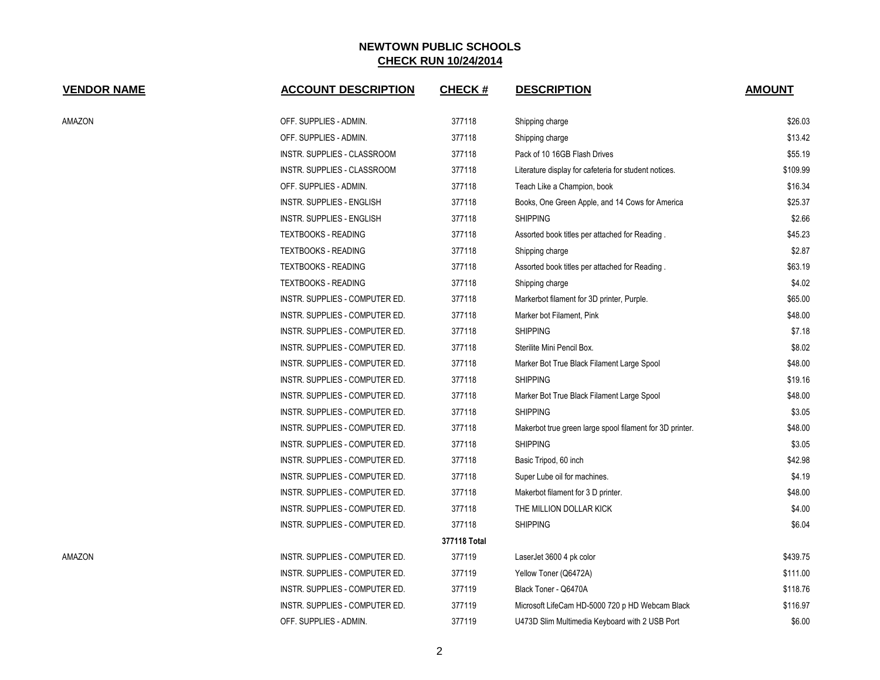# NEWTOWN PUBLIC SCHOOLS

## CHECK RUN 10/24/2014

| VENDOR NAME | ACCOUNT DESCRIPTION | CHECK # | DESCRIPTION | AMOUNT |
|---|---|---|---|---|
| AMAZON | OFF. SUPPLIES - ADMIN. | 377118 | Shipping charge | $26.03 |
| | OFF. SUPPLIES - ADMIN. | 377118 | Shipping charge | $13.42 |
| | INSTR. SUPPLIES - CLASSROOM | 377118 | Pack of 10 16GB Flash Drives | $55.19 |
| | INSTR. SUPPLIES - CLASSROOM | 377118 | Literature display for cafeteria for student notices. | $109.99 |
| | OFF. SUPPLIES - ADMIN. | 377118 | Teach Like a Champion, book | $16.34 |
| | INSTR. SUPPLIES - ENGLISH | 377118 | Books, One Green Apple, and 14 Cows for America | $25.37 |
| | INSTR. SUPPLIES - ENGLISH | 377118 | SHIPPING | $2.66 |
| | TEXTBOOKS - READING | 377118 | Assorted book titles per attached for Reading . | $45.23 |
| | TEXTBOOKS - READING | 377118 | Shipping charge | $2.87 |
| | TEXTBOOKS - READING | 377118 | Assorted book titles per attached for Reading . | $63.19 |
| | TEXTBOOKS - READING | 377118 | Shipping charge | $4.02 |
| | INSTR. SUPPLIES - COMPUTER ED. | 377118 | Markerbot filament for 3D printer, Purple. | $65.00 |
| | INSTR. SUPPLIES - COMPUTER ED. | 377118 | Marker bot Filament, Pink | $48.00 |
| | INSTR. SUPPLIES - COMPUTER ED. | 377118 | SHIPPING | $7.18 |
| | INSTR. SUPPLIES - COMPUTER ED. | 377118 | Sterilite Mini Pencil Box. | $8.02 |
| | INSTR. SUPPLIES - COMPUTER ED. | 377118 | Marker Bot True Black Filament Large Spool | $48.00 |
| | INSTR. SUPPLIES - COMPUTER ED. | 377118 | SHIPPING | $19.16 |
| | INSTR. SUPPLIES - COMPUTER ED. | 377118 | Marker Bot True Black Filament Large Spool | $48.00 |
| | INSTR. SUPPLIES - COMPUTER ED. | 377118 | SHIPPING | $3.05 |
| | INSTR. SUPPLIES - COMPUTER ED. | 377118 | Makerbot true green large spool filament for 3D printer. | $48.00 |
| | INSTR. SUPPLIES - COMPUTER ED. | 377118 | SHIPPING | $3.05 |
| | INSTR. SUPPLIES - COMPUTER ED. | 377118 | Basic Tripod, 60 inch | $42.98 |
| | INSTR. SUPPLIES - COMPUTER ED. | 377118 | Super Lube oil for machines. | $4.19 |
| | INSTR. SUPPLIES - COMPUTER ED. | 377118 | Makerbot filament for 3 D printer. | $48.00 |
| | INSTR. SUPPLIES - COMPUTER ED. | 377118 | THE MILLION DOLLAR KICK | $4.00 |
| | INSTR. SUPPLIES - COMPUTER ED. | 377118 | SHIPPING | $6.04 |
| | | **377118 Total** | | |
| AMAZON | INSTR. SUPPLIES - COMPUTER ED. | 377119 | LaserJet 3600 4 pk color | $439.75 |
| | INSTR. SUPPLIES - COMPUTER ED. | 377119 | Yellow Toner (Q6472A) | $111.00 |
| | INSTR. SUPPLIES - COMPUTER ED. | 377119 | Black Toner - Q6470A | $118.76 |
| | INSTR. SUPPLIES - COMPUTER ED. | 377119 | Microsoft LifeCam HD-5000 720 p HD Webcam Black | $116.97 |
| | OFF. SUPPLIES - ADMIN. | 377119 | U473D Slim Multimedia Keyboard with 2 USB Port | $6.00 |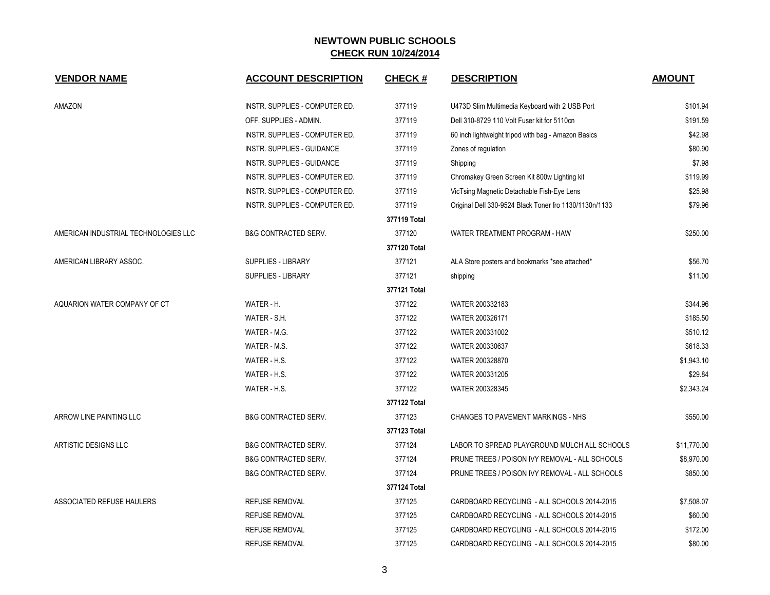# NEWTOWN PUBLIC SCHOOLS

## CHECK RUN 10/24/2014

| VENDOR NAME | ACCOUNT DESCRIPTION | CHECK # | DESCRIPTION | AMOUNT |
|---|---|---|---|---|
| AMAZON | INSTR. SUPPLIES - COMPUTER ED. | 377119 | U473D Slim Multimedia Keyboard with 2 USB Port | $101.94 |
| | OFF. SUPPLIES - ADMIN. | 377119 | Dell 310-8729 110 Volt Fuser kit for 5110cn | $191.59 |
| | INSTR. SUPPLIES - COMPUTER ED. | 377119 | 60 inch lightweight tripod with bag - Amazon Basics | $42.98 |
| | INSTR. SUPPLIES - GUIDANCE | 377119 | Zones of regulation | $80.90 |
| | INSTR. SUPPLIES - GUIDANCE | 377119 | Shipping | $7.98 |
| | INSTR. SUPPLIES - COMPUTER ED. | 377119 | Chromakey Green Screen Kit 800w Lighting kit | $119.99 |
| | INSTR. SUPPLIES - COMPUTER ED. | 377119 | VicTsing Magnetic Detachable Fish-Eye Lens | $25.98 |
| | INSTR. SUPPLIES - COMPUTER ED. | 377119 | Original Dell 330-9524 Black Toner fro 1130/1130n/1133 | $79.96 |
| | | **377119 Total** | | |
| AMERICAN INDUSTRIAL TECHNOLOGIES LLC | B&G CONTRACTED SERV. | 377120 | WATER TREATMENT PROGRAM - HAW | $250.00 |
| | | **377120 Total** | | |
| AMERICAN LIBRARY ASSOC. | SUPPLIES - LIBRARY | 377121 | ALA Store posters and bookmarks *see attached* | $56.70 |
| | SUPPLIES - LIBRARY | 377121 | shipping | $11.00 |
| | | **377121 Total** | | |
| AQUARION WATER COMPANY OF CT | WATER - H. | 377122 | WATER 200332183 | $344.96 |
| | WATER - S.H. | 377122 | WATER 200326171 | $185.50 |
| | WATER - M.G. | 377122 | WATER 200331002 | $510.12 |
| | WATER - M.S. | 377122 | WATER 200330637 | $618.33 |
| | WATER - H.S. | 377122 | WATER 200328870 | $1,943.10 |
| | WATER - H.S. | 377122 | WATER 200331205 | $29.84 |
| | WATER - H.S. | 377122 | WATER 200328345 | $2,343.24 |
| | | **377122 Total** | | |
| ARROW LINE PAINTING LLC | B&G CONTRACTED SERV. | 377123 | CHANGES TO PAVEMENT MARKINGS - NHS | $550.00 |
| | | **377123 Total** | | |
| ARTISTIC DESIGNS LLC | B&G CONTRACTED SERV. | 377124 | LABOR TO SPREAD PLAYGROUND MULCH ALL SCHOOLS | $11,770.00 |
| | B&G CONTRACTED SERV. | 377124 | PRUNE TREES / POISON IVY REMOVAL - ALL SCHOOLS | $8,970.00 |
| | B&G CONTRACTED SERV. | 377124 | PRUNE TREES / POISON IVY REMOVAL - ALL SCHOOLS | $850.00 |
| | | **377124 Total** | | |
| ASSOCIATED REFUSE HAULERS | REFUSE REMOVAL | 377125 | CARDBOARD RECYCLING - ALL SCHOOLS 2014-2015 | $7,508.07 |
| | REFUSE REMOVAL | 377125 | CARDBOARD RECYCLING - ALL SCHOOLS 2014-2015 | $60.00 |
| | REFUSE REMOVAL | 377125 | CARDBOARD RECYCLING - ALL SCHOOLS 2014-2015 | $172.00 |
| | REFUSE REMOVAL | 377125 | CARDBOARD RECYCLING - ALL SCHOOLS 2014-2015 | $80.00 |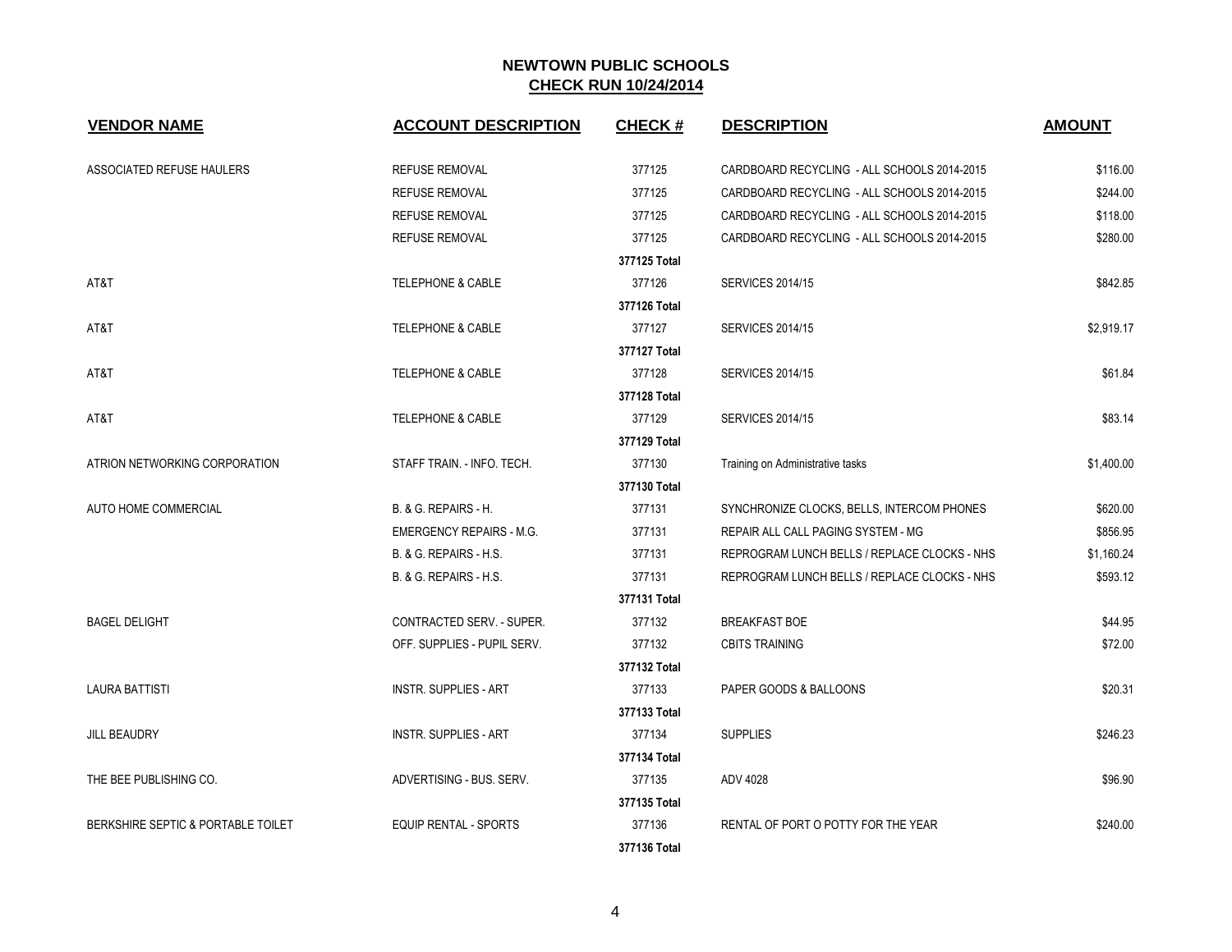# NEWTOWN PUBLIC SCHOOLS

## CHECK RUN 10/24/2014

| VENDOR NAME | ACCOUNT DESCRIPTION | CHECK # | DESCRIPTION | AMOUNT |
|---|---|---|---|---|
| ASSOCIATED REFUSE HAULERS | REFUSE REMOVAL | 377125 | CARDBOARD RECYCLING - ALL SCHOOLS 2014-2015 | $116.00 |
| | REFUSE REMOVAL | 377125 | CARDBOARD RECYCLING - ALL SCHOOLS 2014-2015 | $244.00 |
| | REFUSE REMOVAL | 377125 | CARDBOARD RECYCLING - ALL SCHOOLS 2014-2015 | $118.00 |
| | REFUSE REMOVAL | 377125 | CARDBOARD RECYCLING - ALL SCHOOLS 2014-2015 | $280.00 |
| | | **377125 Total** | | |
| AT&T | TELEPHONE & CABLE | 377126 | SERVICES 2014/15 | $842.85 |
| | | **377126 Total** | | |
| AT&T | TELEPHONE & CABLE | 377127 | SERVICES 2014/15 | $2,919.17 |
| | | **377127 Total** | | |
| AT&T | TELEPHONE & CABLE | 377128 | SERVICES 2014/15 | $61.84 |
| | | **377128 Total** | | |
| AT&T | TELEPHONE & CABLE | 377129 | SERVICES 2014/15 | $83.14 |
| | | **377129 Total** | | |
| ATRION NETWORKING CORPORATION | STAFF TRAIN. - INFO. TECH. | 377130 | Training on Administrative tasks | $1,400.00 |
| | | **377130 Total** | | |
| AUTO HOME COMMERCIAL | B. & G. REPAIRS - H. | 377131 | SYNCHRONIZE CLOCKS, BELLS, INTERCOM PHONES | $620.00 |
| | EMERGENCY REPAIRS - M.G. | 377131 | REPAIR ALL CALL PAGING SYSTEM - MG | $856.95 |
| | B. & G. REPAIRS - H.S. | 377131 | REPROGRAM LUNCH BELLS / REPLACE CLOCKS - NHS | $1,160.24 |
| | B. & G. REPAIRS - H.S. | 377131 | REPROGRAM LUNCH BELLS / REPLACE CLOCKS - NHS | $593.12 |
| | | **377131 Total** | | |
| BAGEL DELIGHT | CONTRACTED SERV. - SUPER. | 377132 | BREAKFAST BOE | $44.95 |
| | OFF. SUPPLIES - PUPIL SERV. | 377132 | CBITS TRAINING | $72.00 |
| | | **377132 Total** | | |
| LAURA BATTISTI | INSTR. SUPPLIES - ART | 377133 | PAPER GOODS & BALLOONS | $20.31 |
| | | **377133 Total** | | |
| JILL BEAUDRY | INSTR. SUPPLIES - ART | 377134 | SUPPLIES | $246.23 |
| | | **377134 Total** | | |
| THE BEE PUBLISHING CO. | ADVERTISING - BUS. SERV. | 377135 | ADV 4028 | $96.90 |
| | | **377135 Total** | | |
| BERKSHIRE SEPTIC & PORTABLE TOILET | EQUIP RENTAL - SPORTS | 377136 | RENTAL OF PORT O POTTY FOR THE YEAR | $240.00 |
| | | **377136 Total** | | |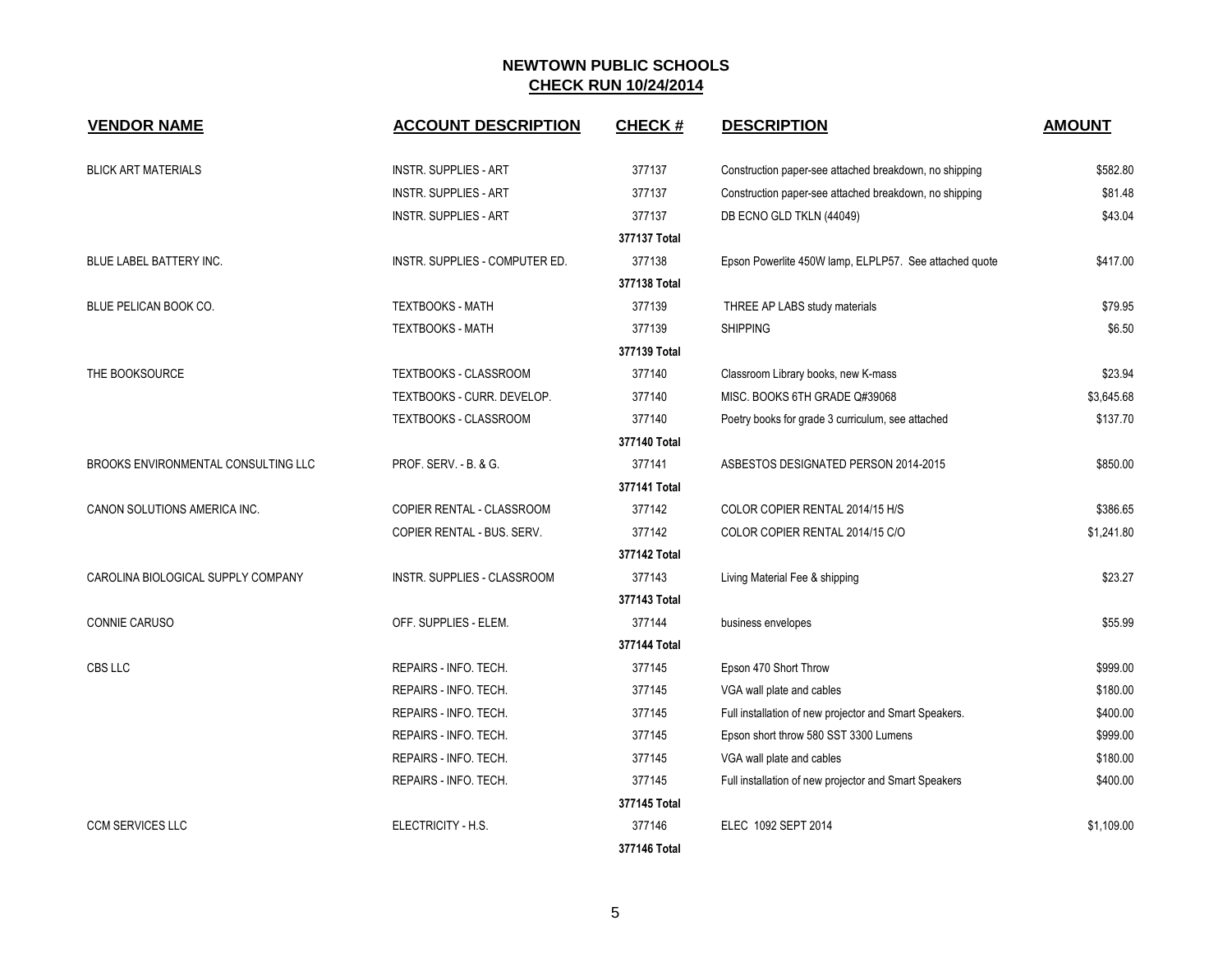# NEWTOWN PUBLIC SCHOOLS

## CHECK RUN 10/24/2014

| VENDOR NAME | ACCOUNT DESCRIPTION | CHECK # | DESCRIPTION | AMOUNT |
|---|---|---|---|---|
| BLICK ART MATERIALS | INSTR. SUPPLIES - ART | 377137 | Construction paper-see attached breakdown, no shipping | $582.80 |
| | INSTR. SUPPLIES - ART | 377137 | Construction paper-see attached breakdown, no shipping | $81.48 |
| | INSTR. SUPPLIES - ART | 377137 | DB ECNO GLD TKLN (44049) | $43.04 |
| | | **377137 Total** | | |
| BLUE LABEL BATTERY INC. | INSTR. SUPPLIES - COMPUTER ED. | 377138 | Epson Powerlite 450W lamp, ELPLP57. See attached quote | $417.00 |
| | | **377138 Total** | | |
| BLUE PELICAN BOOK CO. | TEXTBOOKS - MATH | 377139 | THREE AP LABS study materials | $79.95 |
| | TEXTBOOKS - MATH | 377139 | SHIPPING | $6.50 |
| | | **377139 Total** | | |
| THE BOOKSOURCE | TEXTBOOKS - CLASSROOM | 377140 | Classroom Library books, new K-mass | $23.94 |
| | TEXTBOOKS - CURR. DEVELOP. | 377140 | MISC. BOOKS 6TH GRADE Q#39068 | $3,645.68 |
| | TEXTBOOKS - CLASSROOM | 377140 | Poetry books for grade 3 curriculum, see attached | $137.70 |
| | | **377140 Total** | | |
| BROOKS ENVIRONMENTAL CONSULTING LLC | PROF. SERV. - B. & G. | 377141 | ASBESTOS DESIGNATED PERSON 2014-2015 | $850.00 |
| | | **377141 Total** | | |
| CANON SOLUTIONS AMERICA INC. | COPIER RENTAL - CLASSROOM | 377142 | COLOR COPIER RENTAL 2014/15 H/S | $386.65 |
| | COPIER RENTAL - BUS. SERV. | 377142 | COLOR COPIER RENTAL 2014/15 C/O | $1,241.80 |
| | | **377142 Total** | | |
| CAROLINA BIOLOGICAL SUPPLY COMPANY | INSTR. SUPPLIES - CLASSROOM | 377143 | Living Material Fee & shipping | $23.27 |
| | | **377143 Total** | | |
| CONNIE CARUSO | OFF. SUPPLIES - ELEM. | 377144 | business envelopes | $55.99 |
| | | **377144 Total** | | |
| CBS LLC | REPAIRS - INFO. TECH. | 377145 | Epson 470 Short Throw | $999.00 |
| | REPAIRS - INFO. TECH. | 377145 | VGA wall plate and cables | $180.00 |
| | REPAIRS - INFO. TECH. | 377145 | Full installation of new projector and Smart Speakers. | $400.00 |
| | REPAIRS - INFO. TECH. | 377145 | Epson short throw 580 SST 3300 Lumens | $999.00 |
| | REPAIRS - INFO. TECH. | 377145 | VGA wall plate and cables | $180.00 |
| | REPAIRS - INFO. TECH. | 377145 | Full installation of new projector and Smart Speakers | $400.00 |
| | | **377145 Total** | | |
| CCM SERVICES LLC | ELECTRICITY - H.S. | 377146 | ELEC 1092 SEPT 2014 | $1,109.00 |
| | | **377146 Total** | | |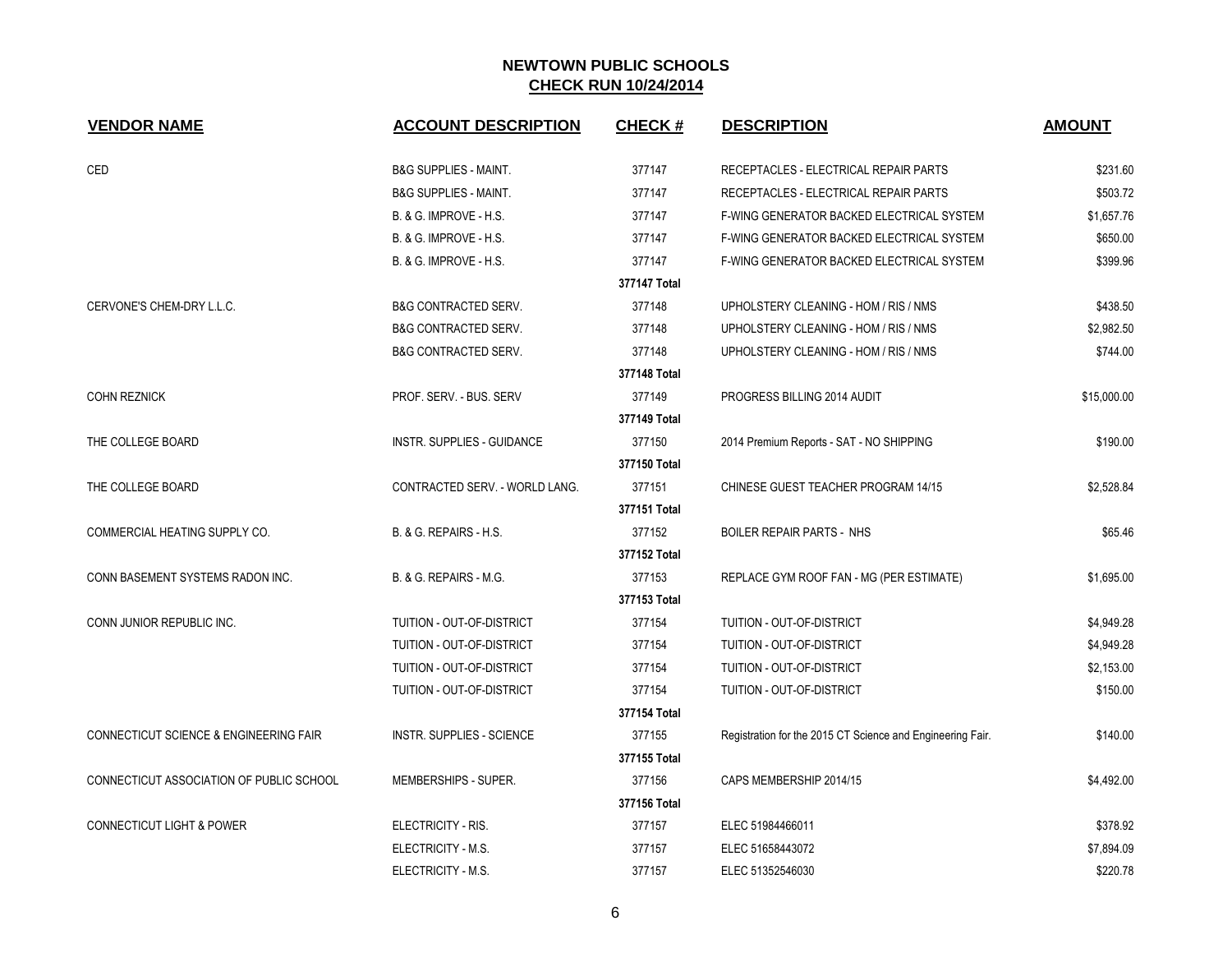## NEWTOWN PUBLIC SCHOOLS
## CHECK RUN 10/24/2014

| VENDOR NAME | ACCOUNT DESCRIPTION | CHECK # | DESCRIPTION | AMOUNT |
|---|---|---|---|---|
| CED | B&G SUPPLIES - MAINT. | 377147 | RECEPTACLES - ELECTRICAL REPAIR PARTS | $231.60 |
| | B&G SUPPLIES - MAINT. | 377147 | RECEPTACLES - ELECTRICAL REPAIR PARTS | $503.72 |
| | B. & G. IMPROVE - H.S. | 377147 | F-WING GENERATOR BACKED ELECTRICAL SYSTEM | $1,657.76 |
| | B. & G. IMPROVE - H.S. | 377147 | F-WING GENERATOR BACKED ELECTRICAL SYSTEM | $650.00 |
| | B. & G. IMPROVE - H.S. | 377147 | F-WING GENERATOR BACKED ELECTRICAL SYSTEM | $399.96 |
| | | 377147 Total | | |
| CERVONE'S CHEM-DRY L.L.C. | B&G CONTRACTED SERV. | 377148 | UPHOLSTERY CLEANING - HOM / RIS / NMS | $438.50 |
| | B&G CONTRACTED SERV. | 377148 | UPHOLSTERY CLEANING - HOM / RIS / NMS | $2,982.50 |
| | B&G CONTRACTED SERV. | 377148 | UPHOLSTERY CLEANING - HOM / RIS / NMS | $744.00 |
| | | 377148 Total | | |
| COHN REZNICK | PROF. SERV. - BUS. SERV | 377149 | PROGRESS BILLING 2014 AUDIT | $15,000.00 |
| | | 377149 Total | | |
| THE COLLEGE BOARD | INSTR. SUPPLIES - GUIDANCE | 377150 | 2014 Premium Reports - SAT - NO SHIPPING | $190.00 |
| | | 377150 Total | | |
| THE COLLEGE BOARD | CONTRACTED SERV. - WORLD LANG. | 377151 | CHINESE GUEST TEACHER PROGRAM 14/15 | $2,528.84 |
| | | 377151 Total | | |
| COMMERCIAL HEATING SUPPLY CO. | B. & G. REPAIRS - H.S. | 377152 | BOILER REPAIR PARTS - NHS | $65.46 |
| | | 377152 Total | | |
| CONN BASEMENT SYSTEMS RADON INC. | B. & G. REPAIRS - M.G. | 377153 | REPLACE GYM ROOF FAN - MG (PER ESTIMATE) | $1,695.00 |
| | | 377153 Total | | |
| CONN JUNIOR REPUBLIC INC. | TUITION - OUT-OF-DISTRICT | 377154 | TUITION - OUT-OF-DISTRICT | $4,949.28 |
| | TUITION - OUT-OF-DISTRICT | 377154 | TUITION - OUT-OF-DISTRICT | $4,949.28 |
| | TUITION - OUT-OF-DISTRICT | 377154 | TUITION - OUT-OF-DISTRICT | $2,153.00 |
| | TUITION - OUT-OF-DISTRICT | 377154 | TUITION - OUT-OF-DISTRICT | $150.00 |
| | | 377154 Total | | |
| CONNECTICUT SCIENCE & ENGINEERING FAIR | INSTR. SUPPLIES - SCIENCE | 377155 | Registration for the 2015 CT Science and Engineering Fair. | $140.00 |
| | | 377155 Total | | |
| CONNECTICUT ASSOCIATION OF PUBLIC SCHOOL | MEMBERSHIPS - SUPER. | 377156 | CAPS MEMBERSHIP 2014/15 | $4,492.00 |
| | | 377156 Total | | |
| CONNECTICUT LIGHT & POWER | ELECTRICITY - RIS. | 377157 | ELEC 51984466011 | $378.92 |
| | ELECTRICITY - M.S. | 377157 | ELEC 51658443072 | $7,894.09 |
| | ELECTRICITY - M.S. | 377157 | ELEC 51352546030 | $220.78 |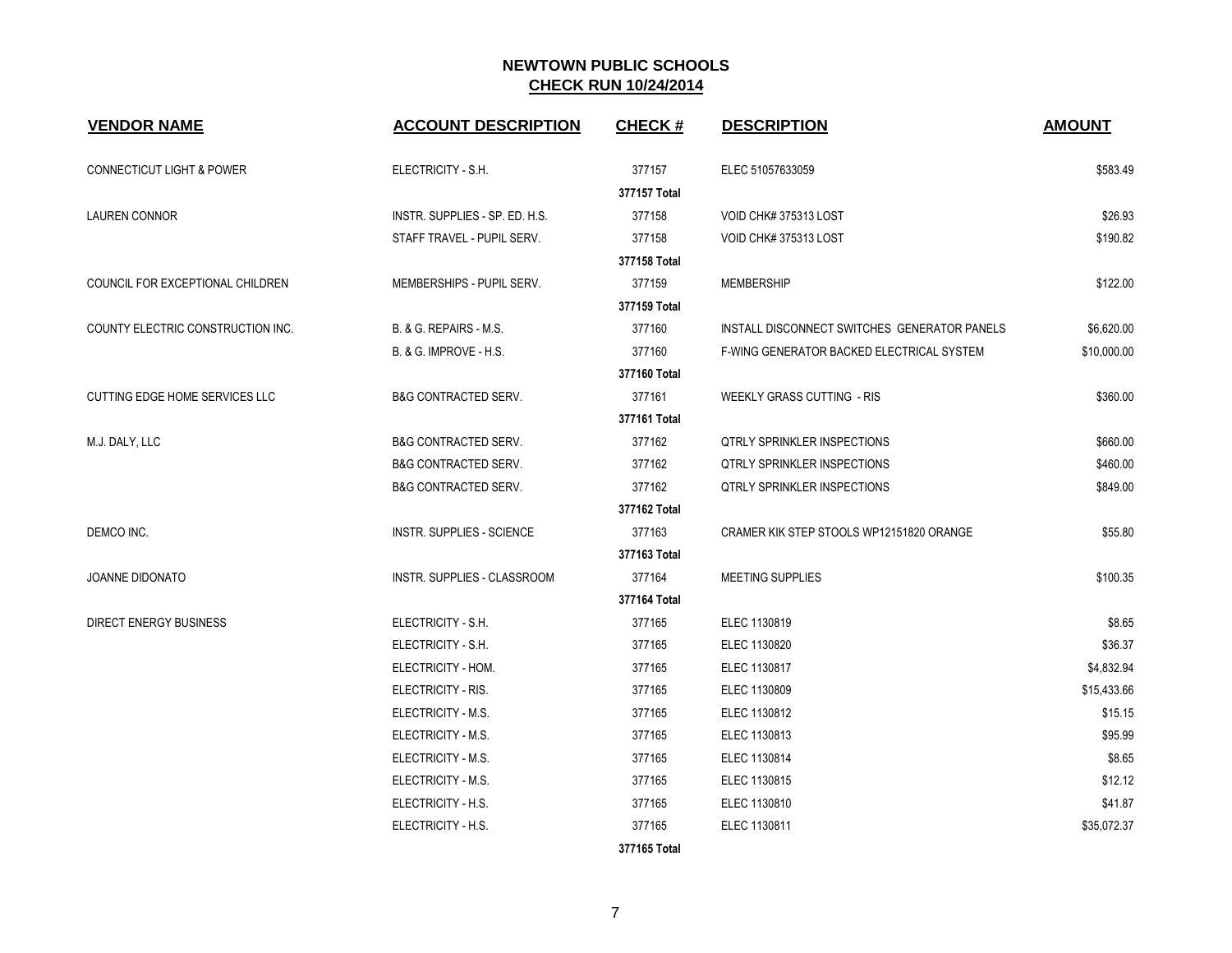# NEWTOWN PUBLIC SCHOOLS
## CHECK RUN 10/24/2014

| VENDOR NAME | ACCOUNT DESCRIPTION | CHECK # | DESCRIPTION | AMOUNT |
|---|---|---|---|---|
| CONNECTICUT LIGHT & POWER | ELECTRICITY - S.H. | 377157 | ELEC 51057633059 | $583.49 |
| | | 377157 Total | | |
| LAUREN CONNOR | INSTR. SUPPLIES - SP. ED. H.S. | 377158 | VOID CHK# 375313 LOST | $26.93 |
| | STAFF TRAVEL - PUPIL SERV. | 377158 | VOID CHK# 375313 LOST | $190.82 |
| | | 377158 Total | | |
| COUNCIL FOR EXCEPTIONAL CHILDREN | MEMBERSHIPS - PUPIL SERV. | 377159 | MEMBERSHIP | $122.00 |
| | | 377159 Total | | |
| COUNTY ELECTRIC CONSTRUCTION INC. | B. & G. REPAIRS - M.S. | 377160 | INSTALL DISCONNECT SWITCHES GENERATOR PANELS | $6,620.00 |
| | B. & G. IMPROVE - H.S. | 377160 | F-WING GENERATOR BACKED ELECTRICAL SYSTEM | $10,000.00 |
| | | 377160 Total | | |
| CUTTING EDGE HOME SERVICES LLC | B&G CONTRACTED SERV. | 377161 | WEEKLY GRASS CUTTING - RIS | $360.00 |
| | | 377161 Total | | |
| M.J. DALY, LLC | B&G CONTRACTED SERV. | 377162 | QTRLY SPRINKLER INSPECTIONS | $660.00 |
| | B&G CONTRACTED SERV. | 377162 | QTRLY SPRINKLER INSPECTIONS | $460.00 |
| | B&G CONTRACTED SERV. | 377162 | QTRLY SPRINKLER INSPECTIONS | $849.00 |
| | | 377162 Total | | |
| DEMCO INC. | INSTR. SUPPLIES - SCIENCE | 377163 | CRAMER KIK STEP STOOLS WP12151820 ORANGE | $55.80 |
| | | 377163 Total | | |
| JOANNE DIDONATO | INSTR. SUPPLIES - CLASSROOM | 377164 | MEETING SUPPLIES | $100.35 |
| | | 377164 Total | | |
| DIRECT ENERGY BUSINESS | ELECTRICITY - S.H. | 377165 | ELEC 1130819 | $8.65 |
| | ELECTRICITY - S.H. | 377165 | ELEC 1130820 | $36.37 |
| | ELECTRICITY - HOM. | 377165 | ELEC 1130817 | $4,832.94 |
| | ELECTRICITY - RIS. | 377165 | ELEC 1130809 | $15,433.66 |
| | ELECTRICITY - M.S. | 377165 | ELEC 1130812 | $15.15 |
| | ELECTRICITY - M.S. | 377165 | ELEC 1130813 | $95.99 |
| | ELECTRICITY - M.S. | 377165 | ELEC 1130814 | $8.65 |
| | ELECTRICITY - M.S. | 377165 | ELEC 1130815 | $12.12 |
| | ELECTRICITY - H.S. | 377165 | ELEC 1130810 | $41.87 |
| | ELECTRICITY - H.S. | 377165 | ELEC 1130811 | $35,072.37 |
| | | 377165 Total | | |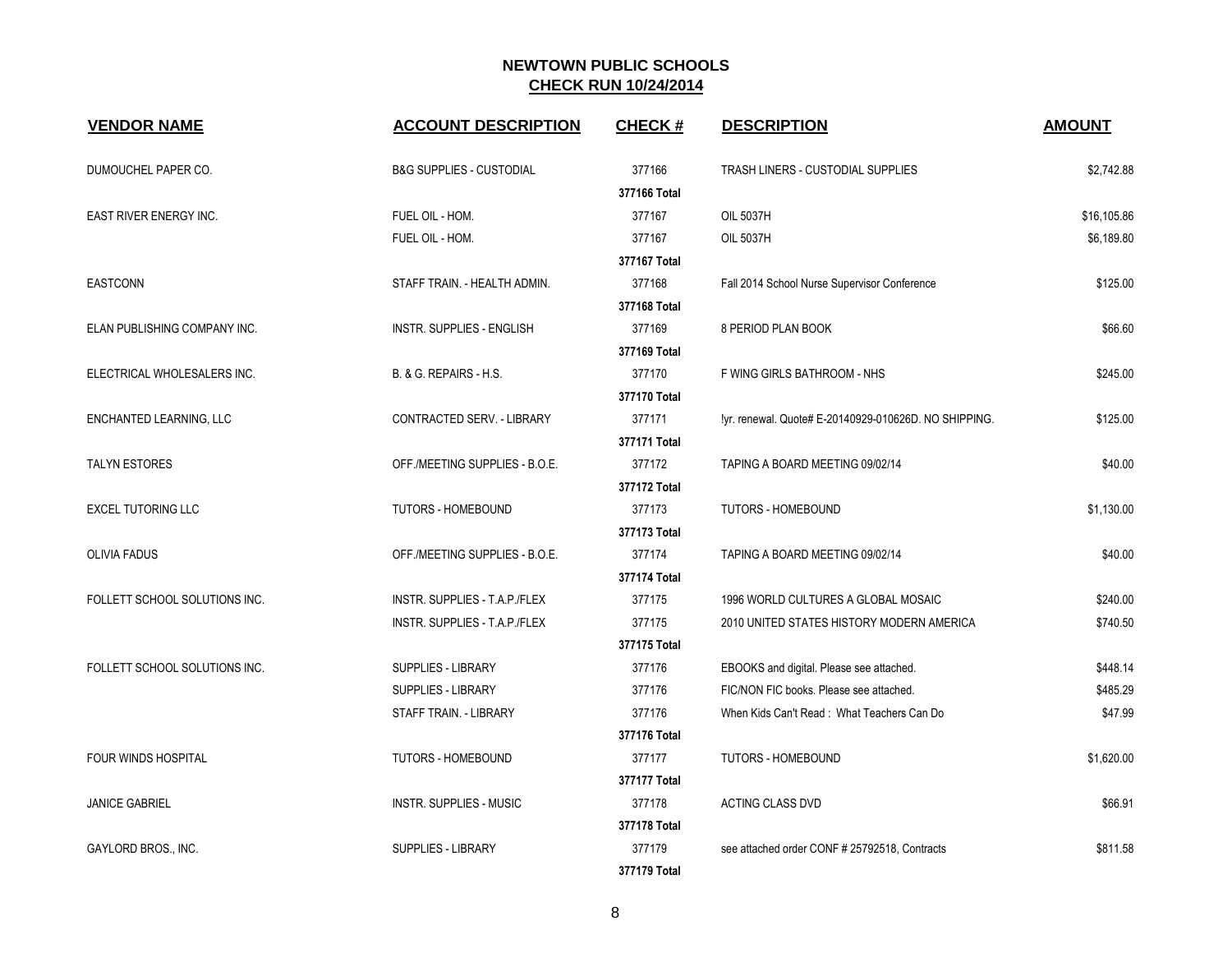## NEWTOWN PUBLIC SCHOOLS
## CHECK RUN 10/24/2014

| VENDOR NAME | ACCOUNT DESCRIPTION | CHECK # | DESCRIPTION | AMOUNT |
|---|---|---|---|---|
| DUMOUCHEL PAPER CO. | B&G SUPPLIES - CUSTODIAL | 377166 | TRASH LINERS - CUSTODIAL SUPPLIES | $2,742.88 |
| | | **377166 Total** | | |
| EAST RIVER ENERGY INC. | FUEL OIL - HOM. | 377167 | OIL 5037H | $16,105.86 |
| | FUEL OIL - HOM. | 377167 | OIL 5037H | $6,189.80 |
| | | **377167 Total** | | |
| EASTCONN | STAFF TRAIN. - HEALTH ADMIN. | 377168 | Fall 2014 School Nurse Supervisor Conference | $125.00 |
| | | **377168 Total** | | |
| ELAN PUBLISHING COMPANY INC. | INSTR. SUPPLIES - ENGLISH | 377169 | 8 PERIOD PLAN BOOK | $66.60 |
| | | **377169 Total** | | |
| ELECTRICAL WHOLESALERS INC. | B. & G. REPAIRS - H.S. | 377170 | F WING GIRLS BATHROOM - NHS | $245.00 |
| | | **377170 Total** | | |
| ENCHANTED LEARNING, LLC | CONTRACTED SERV. - LIBRARY | 377171 | !yr. renewal. Quote# E-20140929-010626D. NO SHIPPING. | $125.00 |
| | | **377171 Total** | | |
| TALYN ESTORES | OFF./MEETING SUPPLIES - B.O.E. | 377172 | TAPING A BOARD MEETING 09/02/14 | $40.00 |
| | | **377172 Total** | | |
| EXCEL TUTORING LLC | TUTORS - HOMEBOUND | 377173 | TUTORS - HOMEBOUND | $1,130.00 |
| | | **377173 Total** | | |
| OLIVIA FADUS | OFF./MEETING SUPPLIES - B.O.E. | 377174 | TAPING A BOARD MEETING 09/02/14 | $40.00 |
| | | **377174 Total** | | |
| FOLLETT SCHOOL SOLUTIONS INC. | INSTR. SUPPLIES - T.A.P./FLEX | 377175 | 1996 WORLD CULTURES A GLOBAL MOSAIC | $240.00 |
| | INSTR. SUPPLIES - T.A.P./FLEX | 377175 | 2010 UNITED STATES HISTORY MODERN AMERICA | $740.50 |
| | | **377175 Total** | | |
| FOLLETT SCHOOL SOLUTIONS INC. | SUPPLIES - LIBRARY | 377176 | EBOOKS and digital. Please see attached. | $448.14 |
| | SUPPLIES - LIBRARY | 377176 | FIC/NON FIC books. Please see attached. | $485.29 |
| | STAFF TRAIN. - LIBRARY | 377176 | When Kids Can't Read : What Teachers Can Do | $47.99 |
| | | **377176 Total** | | |
| FOUR WINDS HOSPITAL | TUTORS - HOMEBOUND | 377177 | TUTORS - HOMEBOUND | $1,620.00 |
| | | **377177 Total** | | |
| JANICE GABRIEL | INSTR. SUPPLIES - MUSIC | 377178 | ACTING CLASS DVD | $66.91 |
| | | **377178 Total** | | |
| GAYLORD BROS., INC. | SUPPLIES - LIBRARY | 377179 | see attached order CONF # 25792518, Contracts | $811.58 |
| | | **377179 Total** | | |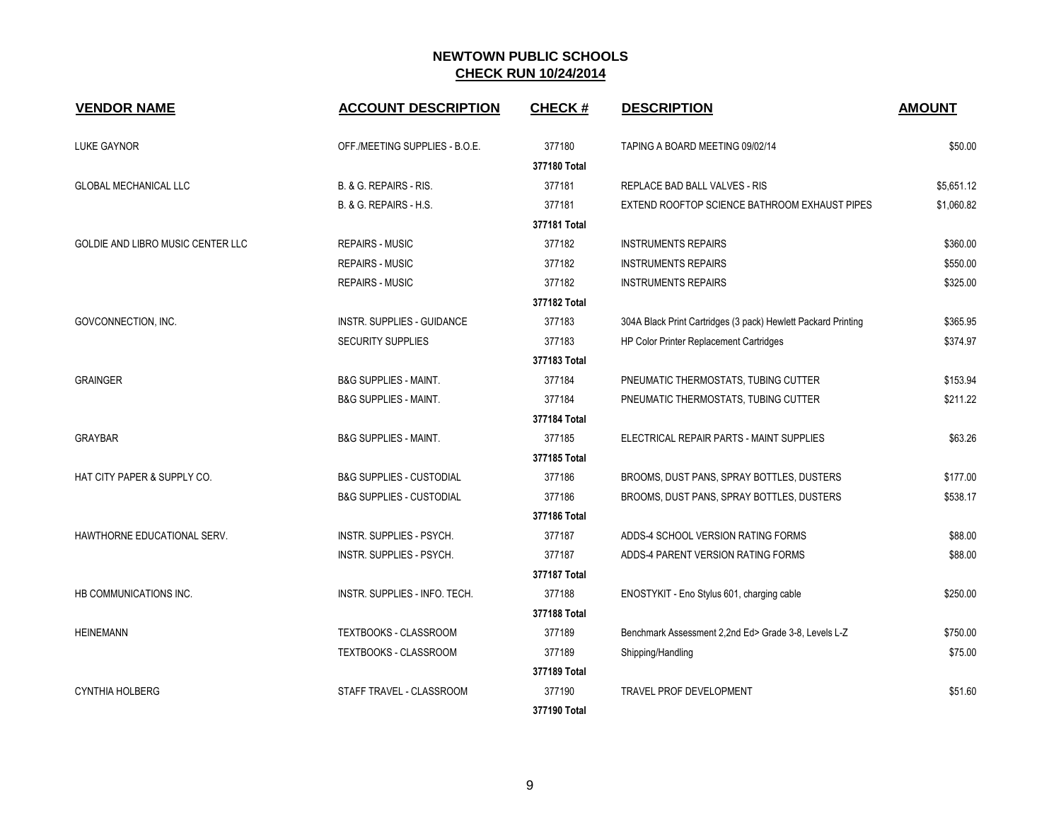# NEWTOWN PUBLIC SCHOOLS
## CHECK RUN 10/24/2014

| VENDOR NAME | ACCOUNT DESCRIPTION | CHECK # | DESCRIPTION | AMOUNT |
|---|---|---|---|---|
| LUKE GAYNOR | OFF./MEETING SUPPLIES - B.O.E. | 377180 | TAPING A BOARD MEETING 09/02/14 | $50.00 |
| | | **377180 Total** | | |
| GLOBAL MECHANICAL LLC | B. & G. REPAIRS - RIS. | 377181 | REPLACE BAD BALL VALVES - RIS | $5,651.12 |
| | B. & G. REPAIRS - H.S. | 377181 | EXTEND ROOFTOP SCIENCE BATHROOM EXHAUST PIPES | $1,060.82 |
| | | **377181 Total** | | |
| GOLDIE AND LIBRO MUSIC CENTER LLC | REPAIRS - MUSIC | 377182 | INSTRUMENTS REPAIRS | $360.00 |
| | REPAIRS - MUSIC | 377182 | INSTRUMENTS REPAIRS | $550.00 |
| | REPAIRS - MUSIC | 377182 | INSTRUMENTS REPAIRS | $325.00 |
| | | **377182 Total** | | |
| GOVCONNECTION, INC. | INSTR. SUPPLIES - GUIDANCE | 377183 | 304A Black Print Cartridges (3 pack) Hewlett Packard Printing | $365.95 |
| | SECURITY SUPPLIES | 377183 | HP Color Printer Replacement Cartridges | $374.97 |
| | | **377183 Total** | | |
| GRAINGER | B&G SUPPLIES - MAINT. | 377184 | PNEUMATIC THERMOSTATS, TUBING CUTTER | $153.94 |
| | B&G SUPPLIES - MAINT. | 377184 | PNEUMATIC THERMOSTATS, TUBING CUTTER | $211.22 |
| | | **377184 Total** | | |
| GRAYBAR | B&G SUPPLIES - MAINT. | 377185 | ELECTRICAL REPAIR PARTS - MAINT SUPPLIES | $63.26 |
| | | **377185 Total** | | |
| HAT CITY PAPER & SUPPLY CO. | B&G SUPPLIES - CUSTODIAL | 377186 | BROOMS, DUST PANS, SPRAY BOTTLES, DUSTERS | $177.00 |
| | B&G SUPPLIES - CUSTODIAL | 377186 | BROOMS, DUST PANS, SPRAY BOTTLES, DUSTERS | $538.17 |
| | | **377186 Total** | | |
| HAWTHORNE EDUCATIONAL SERV. | INSTR. SUPPLIES - PSYCH. | 377187 | ADDS-4 SCHOOL VERSION RATING FORMS | $88.00 |
| | INSTR. SUPPLIES - PSYCH. | 377187 | ADDS-4 PARENT VERSION RATING FORMS | $88.00 |
| | | **377187 Total** | | |
| HB COMMUNICATIONS INC. | INSTR. SUPPLIES - INFO. TECH. | 377188 | ENOSTYKIT - Eno Stylus 601, charging cable | $250.00 |
| | | **377188 Total** | | |
| HEINEMANN | TEXTBOOKS - CLASSROOM | 377189 | Benchmark Assessment 2,2nd Ed> Grade 3-8, Levels L-Z | $750.00 |
| | TEXTBOOKS - CLASSROOM | 377189 | Shipping/Handling | $75.00 |
| | | **377189 Total** | | |
| CYNTHIA HOLBERG | STAFF TRAVEL - CLASSROOM | 377190 | TRAVEL PROF DEVELOPMENT | $51.60 |
| | | **377190 Total** | | |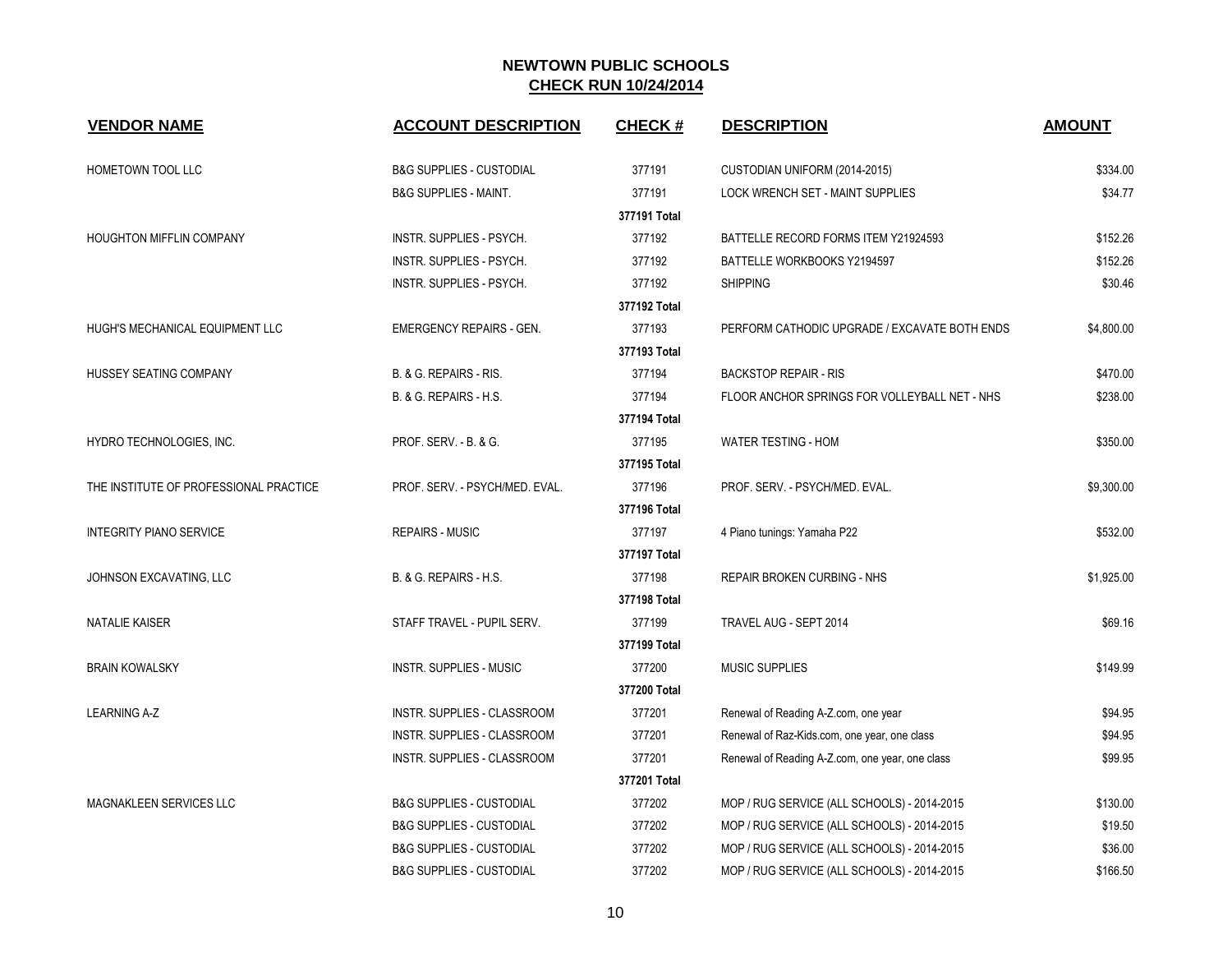## NEWTOWN PUBLIC SCHOOLS
## CHECK RUN 10/24/2014

| VENDOR NAME | ACCOUNT DESCRIPTION | CHECK # | DESCRIPTION | AMOUNT |
|---|---|---|---|---|
| HOMETOWN TOOL LLC | B&G SUPPLIES - CUSTODIAL | 377191 | CUSTODIAN UNIFORM (2014-2015) | $334.00 |
| | B&G SUPPLIES - MAINT. | 377191 | LOCK WRENCH SET - MAINT SUPPLIES | $34.77 |
| | | 377191 Total | | |
| HOUGHTON MIFFLIN COMPANY | INSTR. SUPPLIES - PSYCH. | 377192 | BATTELLE RECORD FORMS ITEM Y21924593 | $152.26 |
| | INSTR. SUPPLIES - PSYCH. | 377192 | BATTELLE WORKBOOKS Y2194597 | $152.26 |
| | INSTR. SUPPLIES - PSYCH. | 377192 | SHIPPING | $30.46 |
| | | 377192 Total | | |
| HUGH'S MECHANICAL EQUIPMENT LLC | EMERGENCY REPAIRS - GEN. | 377193 | PERFORM CATHODIC UPGRADE / EXCAVATE BOTH ENDS | $4,800.00 |
| | | 377193 Total | | |
| HUSSEY SEATING COMPANY | B. & G. REPAIRS - RIS. | 377194 | BACKSTOP REPAIR - RIS | $470.00 |
| | B. & G. REPAIRS - H.S. | 377194 | FLOOR ANCHOR SPRINGS FOR VOLLEYBALL NET - NHS | $238.00 |
| | | 377194 Total | | |
| HYDRO TECHNOLOGIES, INC. | PROF. SERV. - B. & G. | 377195 | WATER TESTING - HOM | $350.00 |
| | | 377195 Total | | |
| THE INSTITUTE OF PROFESSIONAL PRACTICE | PROF. SERV. - PSYCH/MED. EVAL. | 377196 | PROF. SERV. - PSYCH/MED. EVAL. | $9,300.00 |
| | | 377196 Total | | |
| INTEGRITY PIANO SERVICE | REPAIRS - MUSIC | 377197 | 4 Piano tunings: Yamaha P22 | $532.00 |
| | | 377197 Total | | |
| JOHNSON EXCAVATING, LLC | B. & G. REPAIRS - H.S. | 377198 | REPAIR BROKEN CURBING - NHS | $1,925.00 |
| | | 377198 Total | | |
| NATALIE KAISER | STAFF TRAVEL - PUPIL SERV. | 377199 | TRAVEL AUG - SEPT 2014 | $69.16 |
| | | 377199 Total | | |
| BRAIN KOWALSKY | INSTR. SUPPLIES - MUSIC | 377200 | MUSIC SUPPLIES | $149.99 |
| | | 377200 Total | | |
| LEARNING A-Z | INSTR. SUPPLIES - CLASSROOM | 377201 | Renewal of Reading A-Z.com, one year | $94.95 |
| | INSTR. SUPPLIES - CLASSROOM | 377201 | Renewal of Raz-Kids.com, one year, one class | $94.95 |
| | INSTR. SUPPLIES - CLASSROOM | 377201 | Renewal of Reading A-Z.com, one year, one class | $99.95 |
| | | 377201 Total | | |
| MAGNAKLEEN SERVICES LLC | B&G SUPPLIES - CUSTODIAL | 377202 | MOP / RUG SERVICE (ALL SCHOOLS) - 2014-2015 | $130.00 |
| | B&G SUPPLIES - CUSTODIAL | 377202 | MOP / RUG SERVICE (ALL SCHOOLS) - 2014-2015 | $19.50 |
| | B&G SUPPLIES - CUSTODIAL | 377202 | MOP / RUG SERVICE (ALL SCHOOLS) - 2014-2015 | $36.00 |
| | B&G SUPPLIES - CUSTODIAL | 377202 | MOP / RUG SERVICE (ALL SCHOOLS) - 2014-2015 | $166.50 |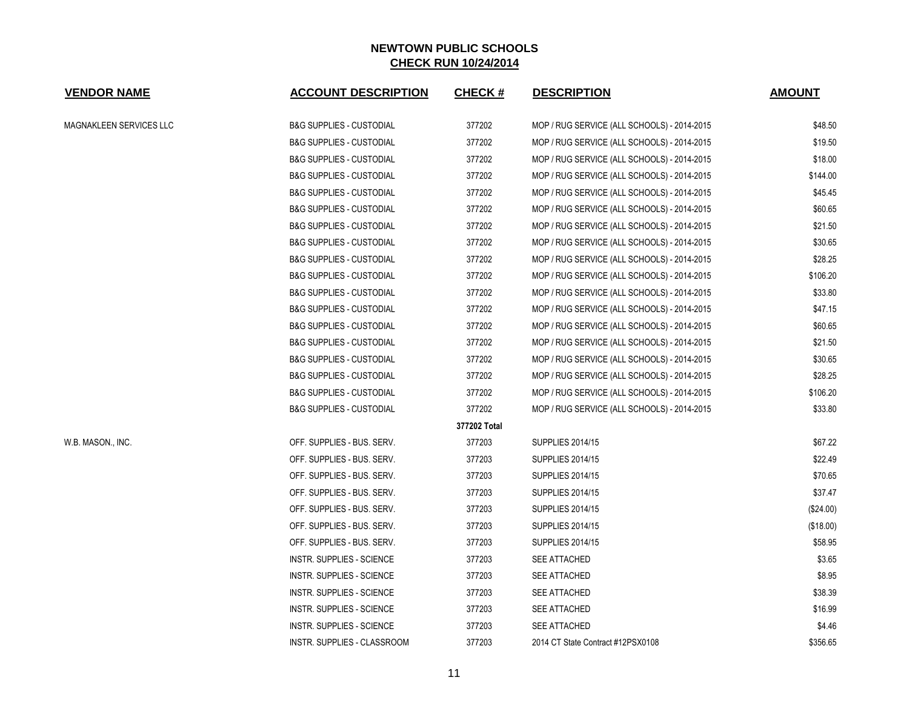# NEWTOWN PUBLIC SCHOOLS

## CHECK RUN 10/24/2014

| VENDOR NAME | ACCOUNT DESCRIPTION | CHECK # | DESCRIPTION | AMOUNT |
|---|---|---|---|---|
| MAGNAKLEEN SERVICES LLC | B&G SUPPLIES - CUSTODIAL | 377202 | MOP / RUG SERVICE (ALL SCHOOLS) - 2014-2015 | $48.50 |
| | B&G SUPPLIES - CUSTODIAL | 377202 | MOP / RUG SERVICE (ALL SCHOOLS) - 2014-2015 | $19.50 |
| | B&G SUPPLIES - CUSTODIAL | 377202 | MOP / RUG SERVICE (ALL SCHOOLS) - 2014-2015 | $18.00 |
| | B&G SUPPLIES - CUSTODIAL | 377202 | MOP / RUG SERVICE (ALL SCHOOLS) - 2014-2015 | $144.00 |
| | B&G SUPPLIES - CUSTODIAL | 377202 | MOP / RUG SERVICE (ALL SCHOOLS) - 2014-2015 | $45.45 |
| | B&G SUPPLIES - CUSTODIAL | 377202 | MOP / RUG SERVICE (ALL SCHOOLS) - 2014-2015 | $60.65 |
| | B&G SUPPLIES - CUSTODIAL | 377202 | MOP / RUG SERVICE (ALL SCHOOLS) - 2014-2015 | $21.50 |
| | B&G SUPPLIES - CUSTODIAL | 377202 | MOP / RUG SERVICE (ALL SCHOOLS) - 2014-2015 | $30.65 |
| | B&G SUPPLIES - CUSTODIAL | 377202 | MOP / RUG SERVICE (ALL SCHOOLS) - 2014-2015 | $28.25 |
| | B&G SUPPLIES - CUSTODIAL | 377202 | MOP / RUG SERVICE (ALL SCHOOLS) - 2014-2015 | $106.20 |
| | B&G SUPPLIES - CUSTODIAL | 377202 | MOP / RUG SERVICE (ALL SCHOOLS) - 2014-2015 | $33.80 |
| | B&G SUPPLIES - CUSTODIAL | 377202 | MOP / RUG SERVICE (ALL SCHOOLS) - 2014-2015 | $47.15 |
| | B&G SUPPLIES - CUSTODIAL | 377202 | MOP / RUG SERVICE (ALL SCHOOLS) - 2014-2015 | $60.65 |
| | B&G SUPPLIES - CUSTODIAL | 377202 | MOP / RUG SERVICE (ALL SCHOOLS) - 2014-2015 | $21.50 |
| | B&G SUPPLIES - CUSTODIAL | 377202 | MOP / RUG SERVICE (ALL SCHOOLS) - 2014-2015 | $30.65 |
| | B&G SUPPLIES - CUSTODIAL | 377202 | MOP / RUG SERVICE (ALL SCHOOLS) - 2014-2015 | $28.25 |
| | B&G SUPPLIES - CUSTODIAL | 377202 | MOP / RUG SERVICE (ALL SCHOOLS) - 2014-2015 | $106.20 |
| | B&G SUPPLIES - CUSTODIAL | 377202 | MOP / RUG SERVICE (ALL SCHOOLS) - 2014-2015 | $33.80 |
| | | **377202 Total** | | |
| W.B. MASON., INC. | OFF. SUPPLIES - BUS. SERV. | 377203 | SUPPLIES 2014/15 | $67.22 |
| | OFF. SUPPLIES - BUS. SERV. | 377203 | SUPPLIES 2014/15 | $22.49 |
| | OFF. SUPPLIES - BUS. SERV. | 377203 | SUPPLIES 2014/15 | $70.65 |
| | OFF. SUPPLIES - BUS. SERV. | 377203 | SUPPLIES 2014/15 | $37.47 |
| | OFF. SUPPLIES - BUS. SERV. | 377203 | SUPPLIES 2014/15 | ($24.00) |
| | OFF. SUPPLIES - BUS. SERV. | 377203 | SUPPLIES 2014/15 | ($18.00) |
| | OFF. SUPPLIES - BUS. SERV. | 377203 | SUPPLIES 2014/15 | $58.95 |
| | INSTR. SUPPLIES - SCIENCE | 377203 | SEE ATTACHED | $3.65 |
| | INSTR. SUPPLIES - SCIENCE | 377203 | SEE ATTACHED | $8.95 |
| | INSTR. SUPPLIES - SCIENCE | 377203 | SEE ATTACHED | $38.39 |
| | INSTR. SUPPLIES - SCIENCE | 377203 | SEE ATTACHED | $16.99 |
| | INSTR. SUPPLIES - SCIENCE | 377203 | SEE ATTACHED | $4.46 |
| | INSTR. SUPPLIES - CLASSROOM | 377203 | 2014 CT State Contract #12PSX0108 | $356.65 |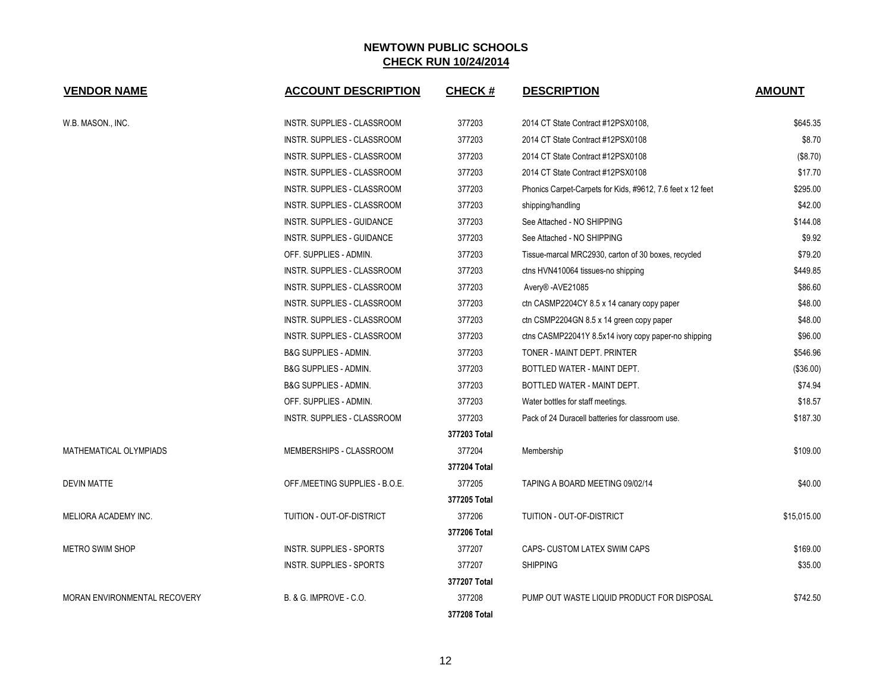# NEWTOWN PUBLIC SCHOOLS
## CHECK RUN 10/24/2014

| VENDOR NAME | ACCOUNT DESCRIPTION | CHECK # | DESCRIPTION | AMOUNT |
|---|---|---|---|---|
| W.B. MASON., INC. | INSTR. SUPPLIES - CLASSROOM | 377203 | 2014 CT State Contract #12PSX0108, | $645.35 |
| | INSTR. SUPPLIES - CLASSROOM | 377203 | 2014 CT State Contract #12PSX0108 | $8.70 |
| | INSTR. SUPPLIES - CLASSROOM | 377203 | 2014 CT State Contract #12PSX0108 | ($8.70) |
| | INSTR. SUPPLIES - CLASSROOM | 377203 | 2014 CT State Contract #12PSX0108 | $17.70 |
| | INSTR. SUPPLIES - CLASSROOM | 377203 | Phonics Carpet-Carpets for Kids, #9612, 7.6 feet x 12 feet | $295.00 |
| | INSTR. SUPPLIES - CLASSROOM | 377203 | shipping/handling | $42.00 |
| | INSTR. SUPPLIES - GUIDANCE | 377203 | See Attached - NO SHIPPING | $144.08 |
| | INSTR. SUPPLIES - GUIDANCE | 377203 | See Attached - NO SHIPPING | $9.92 |
| | OFF. SUPPLIES - ADMIN. | 377203 | Tissue-marcal MRC2930, carton of 30 boxes, recycled | $79.20 |
| | INSTR. SUPPLIES - CLASSROOM | 377203 | ctns HVN410064 tissues-no shipping | $449.85 |
| | INSTR. SUPPLIES - CLASSROOM | 377203 | Avery® -AVE21085 | $86.60 |
| | INSTR. SUPPLIES - CLASSROOM | 377203 | ctn CASMP2204CY 8.5 x 14 canary copy paper | $48.00 |
| | INSTR. SUPPLIES - CLASSROOM | 377203 | ctn CSMP2204GN 8.5 x 14 green copy paper | $48.00 |
| | INSTR. SUPPLIES - CLASSROOM | 377203 | ctns CASMP22041Y 8.5x14 ivory copy paper-no shipping | $96.00 |
| | B&G SUPPLIES - ADMIN. | 377203 | TONER - MAINT DEPT. PRINTER | $546.96 |
| | B&G SUPPLIES - ADMIN. | 377203 | BOTTLED WATER - MAINT DEPT. | ($36.00) |
| | B&G SUPPLIES - ADMIN. | 377203 | BOTTLED WATER - MAINT DEPT. | $74.94 |
| | OFF. SUPPLIES - ADMIN. | 377203 | Water bottles for staff meetings. | $18.57 |
| | INSTR. SUPPLIES - CLASSROOM | 377203 | Pack of 24 Duracell batteries for classroom use. | $187.30 |
| | | **377203 Total** | | |
| MATHEMATICAL OLYMPIADS | MEMBERSHIPS - CLASSROOM | 377204 | Membership | $109.00 |
| | | **377204 Total** | | |
| DEVIN MATTE | OFF./MEETING SUPPLIES - B.O.E. | 377205 | TAPING A BOARD MEETING 09/02/14 | $40.00 |
| | | **377205 Total** | | |
| MELIORA ACADEMY INC. | TUITION - OUT-OF-DISTRICT | 377206 | TUITION - OUT-OF-DISTRICT | $15,015.00 |
| | | **377206 Total** | | |
| METRO SWIM SHOP | INSTR. SUPPLIES - SPORTS | 377207 | CAPS- CUSTOM LATEX SWIM CAPS | $169.00 |
| | INSTR. SUPPLIES - SPORTS | 377207 | SHIPPING | $35.00 |
| | | **377207 Total** | | |
| MORAN ENVIRONMENTAL RECOVERY | B. & G. IMPROVE - C.O. | 377208 | PUMP OUT WASTE LIQUID PRODUCT FOR DISPOSAL | $742.50 |
| | | **377208 Total** | | |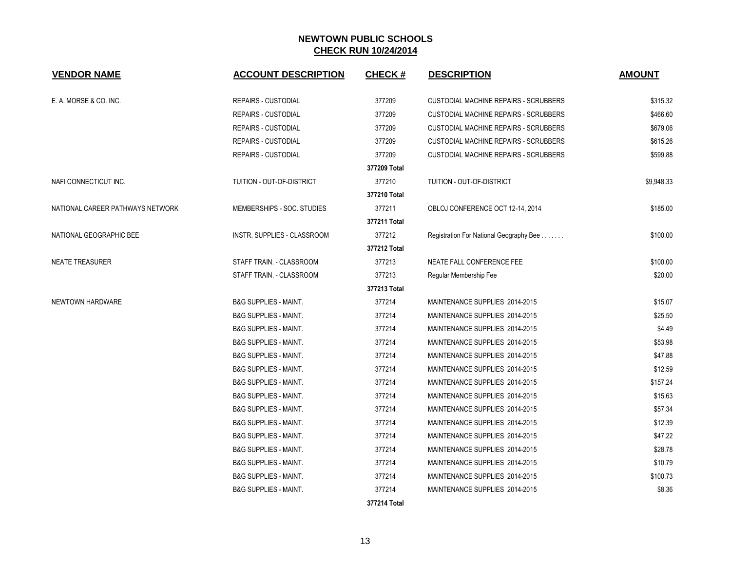# NEWTOWN PUBLIC SCHOOLS
## CHECK RUN 10/24/2014

| VENDOR NAME | ACCOUNT DESCRIPTION | CHECK # | DESCRIPTION | AMOUNT |
|---|---|---|---|---|
| E. A. MORSE & CO. INC. | REPAIRS - CUSTODIAL | 377209 | CUSTODIAL MACHINE REPAIRS - SCRUBBERS | $315.32 |
| | REPAIRS - CUSTODIAL | 377209 | CUSTODIAL MACHINE REPAIRS - SCRUBBERS | $466.60 |
| | REPAIRS - CUSTODIAL | 377209 | CUSTODIAL MACHINE REPAIRS - SCRUBBERS | $679.06 |
| | REPAIRS - CUSTODIAL | 377209 | CUSTODIAL MACHINE REPAIRS - SCRUBBERS | $615.26 |
| | REPAIRS - CUSTODIAL | 377209 | CUSTODIAL MACHINE REPAIRS - SCRUBBERS | $599.88 |
| | | **377209 Total** | | |
| NAFI CONNECTICUT INC. | TUITION - OUT-OF-DISTRICT | 377210 | TUITION - OUT-OF-DISTRICT | $9,948.33 |
| | | **377210 Total** | | |
| NATIONAL CAREER PATHWAYS NETWORK | MEMBERSHIPS - SOC. STUDIES | 377211 | OBLOJ CONFERENCE OCT 12-14, 2014 | $185.00 |
| | | **377211 Total** | | |
| NATIONAL GEOGRAPHIC BEE | INSTR. SUPPLIES - CLASSROOM | 377212 | Registration For National Geography Bee . . . . . . . | $100.00 |
| | | **377212 Total** | | |
| NEATE TREASURER | STAFF TRAIN. - CLASSROOM | 377213 | NEATE FALL CONFERENCE FEE | $100.00 |
| | STAFF TRAIN. - CLASSROOM | 377213 | Regular Membership Fee | $20.00 |
| | | **377213 Total** | | |
| NEWTOWN HARDWARE | B&G SUPPLIES - MAINT. | 377214 | MAINTENANCE SUPPLIES 2014-2015 | $15.07 |
| | B&G SUPPLIES - MAINT. | 377214 | MAINTENANCE SUPPLIES 2014-2015 | $25.50 |
| | B&G SUPPLIES - MAINT. | 377214 | MAINTENANCE SUPPLIES 2014-2015 | $4.49 |
| | B&G SUPPLIES - MAINT. | 377214 | MAINTENANCE SUPPLIES 2014-2015 | $53.98 |
| | B&G SUPPLIES - MAINT. | 377214 | MAINTENANCE SUPPLIES 2014-2015 | $47.88 |
| | B&G SUPPLIES - MAINT. | 377214 | MAINTENANCE SUPPLIES 2014-2015 | $12.59 |
| | B&G SUPPLIES - MAINT. | 377214 | MAINTENANCE SUPPLIES 2014-2015 | $157.24 |
| | B&G SUPPLIES - MAINT. | 377214 | MAINTENANCE SUPPLIES 2014-2015 | $15.63 |
| | B&G SUPPLIES - MAINT. | 377214 | MAINTENANCE SUPPLIES 2014-2015 | $57.34 |
| | B&G SUPPLIES - MAINT. | 377214 | MAINTENANCE SUPPLIES 2014-2015 | $12.39 |
| | B&G SUPPLIES - MAINT. | 377214 | MAINTENANCE SUPPLIES 2014-2015 | $47.22 |
| | B&G SUPPLIES - MAINT. | 377214 | MAINTENANCE SUPPLIES 2014-2015 | $28.78 |
| | B&G SUPPLIES - MAINT. | 377214 | MAINTENANCE SUPPLIES 2014-2015 | $10.79 |
| | B&G SUPPLIES - MAINT. | 377214 | MAINTENANCE SUPPLIES 2014-2015 | $100.73 |
| | B&G SUPPLIES - MAINT. | 377214 | MAINTENANCE SUPPLIES 2014-2015 | $8.36 |
| | | **377214 Total** | | |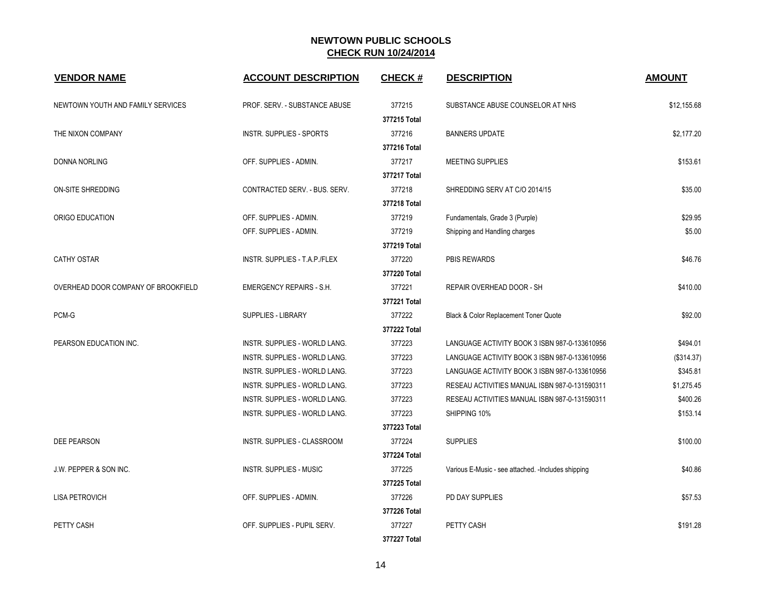# NEWTOWN PUBLIC SCHOOLS

## CHECK RUN 10/24/2014

| VENDOR NAME | ACCOUNT DESCRIPTION | CHECK # | DESCRIPTION | AMOUNT |
|---|---|---|---|---|
| NEWTOWN YOUTH AND FAMILY SERVICES | PROF. SERV. - SUBSTANCE ABUSE | 377215 | SUBSTANCE ABUSE COUNSELOR AT NHS | $12,155.68 |
| | | **377215 Total** | | |
| THE NIXON COMPANY | INSTR. SUPPLIES - SPORTS | 377216 | BANNERS UPDATE | $2,177.20 |
| | | **377216 Total** | | |
| DONNA NORLING | OFF. SUPPLIES - ADMIN. | 377217 | MEETING SUPPLIES | $153.61 |
| | | **377217 Total** | | |
| ON-SITE SHREDDING | CONTRACTED SERV. - BUS. SERV. | 377218 | SHREDDING SERV AT C/O 2014/15 | $35.00 |
| | | **377218 Total** | | |
| ORIGO EDUCATION | OFF. SUPPLIES - ADMIN. | 377219 | Fundamentals, Grade 3 (Purple) | $29.95 |
| | OFF. SUPPLIES - ADMIN. | 377219 | Shipping and Handling charges | $5.00 |
| | | **377219 Total** | | |
| CATHY OSTAR | INSTR. SUPPLIES - T.A.P./FLEX | 377220 | PBIS REWARDS | $46.76 |
| | | **377220 Total** | | |
| OVERHEAD DOOR COMPANY OF BROOKFIELD | EMERGENCY REPAIRS - S.H. | 377221 | REPAIR OVERHEAD DOOR - SH | $410.00 |
| | | **377221 Total** | | |
| PCM-G | SUPPLIES - LIBRARY | 377222 | Black & Color Replacement Toner Quote | $92.00 |
| | | **377222 Total** | | |
| PEARSON EDUCATION INC. | INSTR. SUPPLIES - WORLD LANG. | 377223 | LANGUAGE ACTIVITY BOOK 3 ISBN 987-0-133610956 | $494.01 |
| | INSTR. SUPPLIES - WORLD LANG. | 377223 | LANGUAGE ACTIVITY BOOK 3 ISBN 987-0-133610956 | ($314.37) |
| | INSTR. SUPPLIES - WORLD LANG. | 377223 | LANGUAGE ACTIVITY BOOK 3 ISBN 987-0-133610956 | $345.81 |
| | INSTR. SUPPLIES - WORLD LANG. | 377223 | RESEAU ACTIVITIES MANUAL ISBN 987-0-131590311 | $1,275.45 |
| | INSTR. SUPPLIES - WORLD LANG. | 377223 | RESEAU ACTIVITIES MANUAL ISBN 987-0-131590311 | $400.26 |
| | INSTR. SUPPLIES - WORLD LANG. | 377223 | SHIPPING 10% | $153.14 |
| | | **377223 Total** | | |
| DEE PEARSON | INSTR. SUPPLIES - CLASSROOM | 377224 | SUPPLIES | $100.00 |
| | | **377224 Total** | | |
| J.W. PEPPER & SON INC. | INSTR. SUPPLIES - MUSIC | 377225 | Various E-Music - see attached. -Includes shipping | $40.86 |
| | | **377225 Total** | | |
| LISA PETROVICH | OFF. SUPPLIES - ADMIN. | 377226 | PD DAY SUPPLIES | $57.53 |
| | | **377226 Total** | | |
| PETTY CASH | OFF. SUPPLIES - PUPIL SERV. | 377227 | PETTY CASH | $191.28 |
| | | **377227 Total** | | |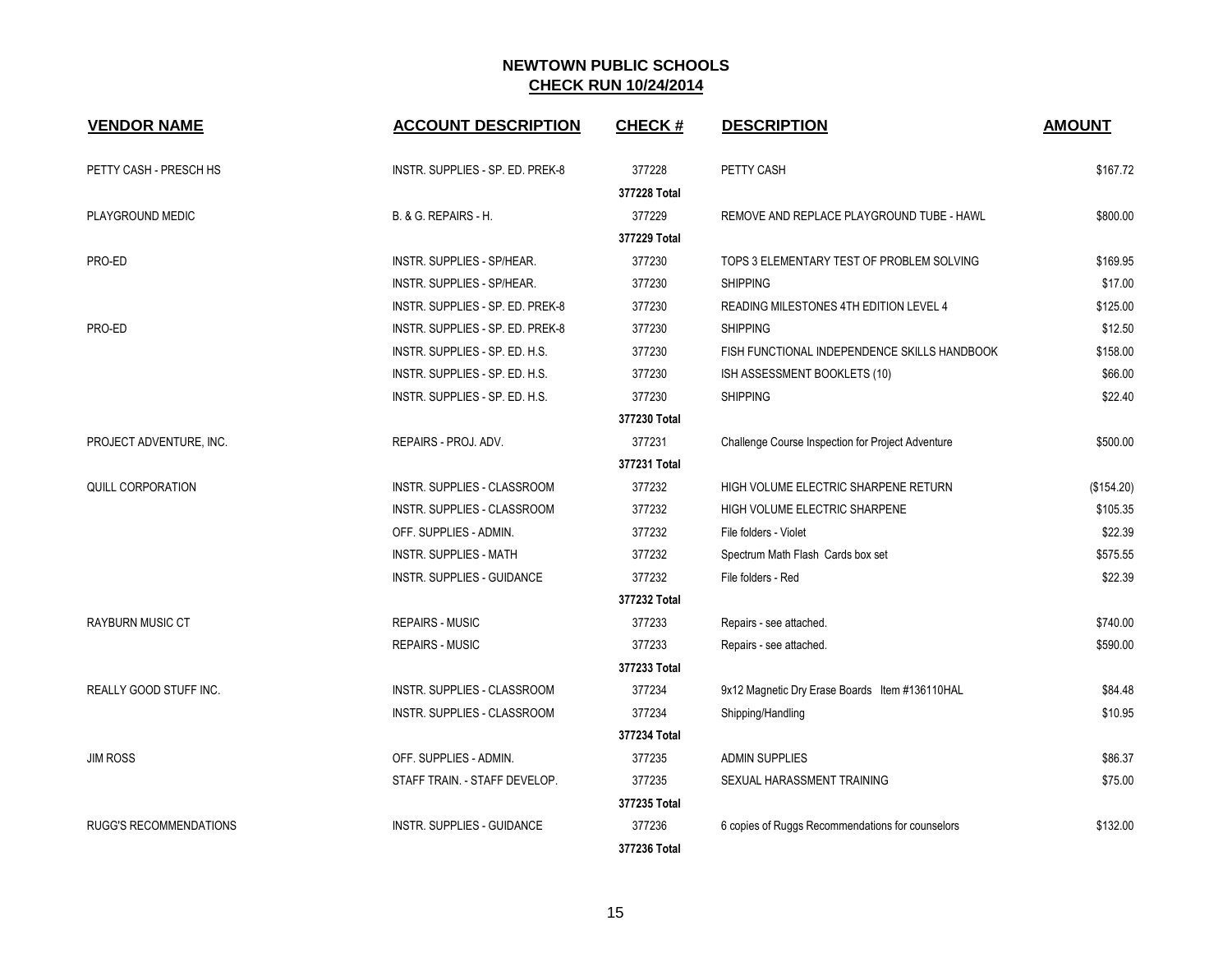# NEWTOWN PUBLIC SCHOOLS

## CHECK RUN 10/24/2014

| VENDOR NAME | ACCOUNT DESCRIPTION | CHECK # | DESCRIPTION | AMOUNT |
|---|---|---|---|---|
| PETTY CASH - PRESCH HS | INSTR. SUPPLIES - SP. ED. PREK-8 | 377228 | PETTY CASH | $167.72 |
| | | **377228 Total** | | |
| PLAYGROUND MEDIC | B. & G. REPAIRS - H. | 377229 | REMOVE AND REPLACE PLAYGROUND TUBE - HAWL | $800.00 |
| | | **377229 Total** | | |
| PRO-ED | INSTR. SUPPLIES - SP/HEAR. | 377230 | TOPS 3 ELEMENTARY TEST OF PROBLEM SOLVING | $169.95 |
| | INSTR. SUPPLIES - SP/HEAR. | 377230 | SHIPPING | $17.00 |
| | INSTR. SUPPLIES - SP. ED. PREK-8 | 377230 | READING MILESTONES 4TH EDITION LEVEL 4 | $125.00 |
| PRO-ED | INSTR. SUPPLIES - SP. ED. PREK-8 | 377230 | SHIPPING | $12.50 |
| | INSTR. SUPPLIES - SP. ED. H.S. | 377230 | FISH FUNCTIONAL INDEPENDENCE SKILLS HANDBOOK | $158.00 |
| | INSTR. SUPPLIES - SP. ED. H.S. | 377230 | ISH ASSESSMENT BOOKLETS (10) | $66.00 |
| | INSTR. SUPPLIES - SP. ED. H.S. | 377230 | SHIPPING | $22.40 |
| | | **377230 Total** | | |
| PROJECT ADVENTURE, INC. | REPAIRS - PROJ. ADV. | 377231 | Challenge Course Inspection for Project Adventure | $500.00 |
| | | **377231 Total** | | |
| QUILL CORPORATION | INSTR. SUPPLIES - CLASSROOM | 377232 | HIGH VOLUME ELECTRIC SHARPENE RETURN | ($154.20) |
| | INSTR. SUPPLIES - CLASSROOM | 377232 | HIGH VOLUME ELECTRIC SHARPENE | $105.35 |
| | OFF. SUPPLIES - ADMIN. | 377232 | File folders - Violet | $22.39 |
| | INSTR. SUPPLIES - MATH | 377232 | Spectrum Math Flash Cards box set | $575.55 |
| | INSTR. SUPPLIES - GUIDANCE | 377232 | File folders - Red | $22.39 |
| | | **377232 Total** | | |
| RAYBURN MUSIC CT | REPAIRS - MUSIC | 377233 | Repairs - see attached. | $740.00 |
| | REPAIRS - MUSIC | 377233 | Repairs - see attached. | $590.00 |
| | | **377233 Total** | | |
| REALLY GOOD STUFF INC. | INSTR. SUPPLIES - CLASSROOM | 377234 | 9x12 Magnetic Dry Erase Boards Item #136110HAL | $84.48 |
| | INSTR. SUPPLIES - CLASSROOM | 377234 | Shipping/Handling | $10.95 |
| | | **377234 Total** | | |
| JIM ROSS | OFF. SUPPLIES - ADMIN. | 377235 | ADMIN SUPPLIES | $86.37 |
| | STAFF TRAIN. - STAFF DEVELOP. | 377235 | SEXUAL HARASSMENT TRAINING | $75.00 |
| | | **377235 Total** | | |
| RUGG'S RECOMMENDATIONS | INSTR. SUPPLIES - GUIDANCE | 377236 | 6 copies of Ruggs Recommendations for counselors | $132.00 |
| | | **377236 Total** | | |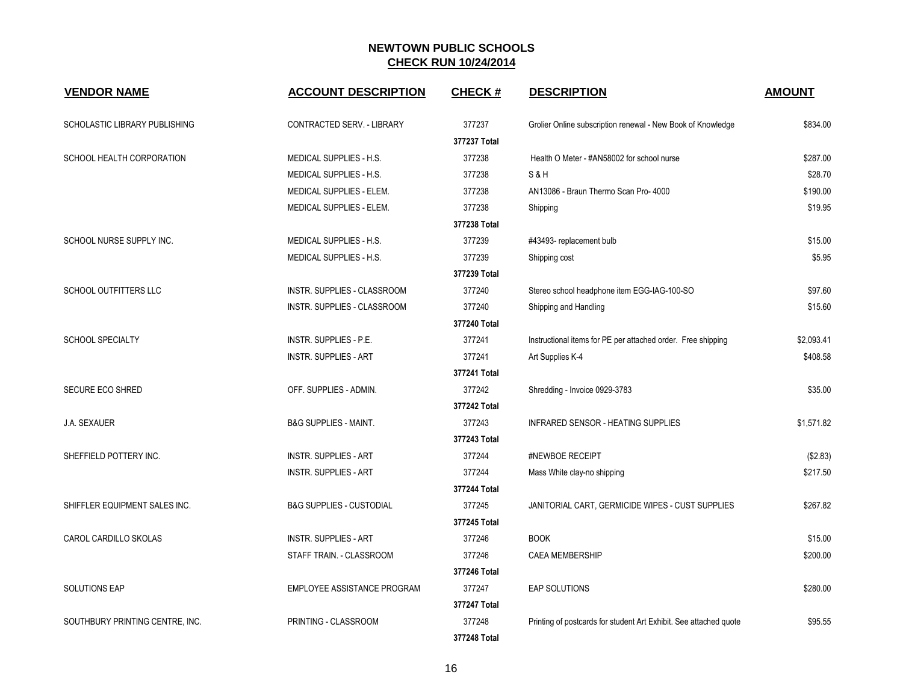# NEWTOWN PUBLIC SCHOOLS

## CHECK RUN 10/24/2014

| VENDOR NAME | ACCOUNT DESCRIPTION | CHECK # | DESCRIPTION | AMOUNT |
|---|---|---|---|---|
| SCHOLASTIC LIBRARY PUBLISHING | CONTRACTED SERV. - LIBRARY | 377237 | Grolier Online subscription renewal - New Book of Knowledge | $834.00 |
| | | **377237 Total** | | |
| SCHOOL HEALTH CORPORATION | MEDICAL SUPPLIES - H.S. | 377238 | Health O Meter - #AN58002 for school nurse | $287.00 |
| | MEDICAL SUPPLIES - H.S. | 377238 | S & H | $28.70 |
| | MEDICAL SUPPLIES - ELEM. | 377238 | AN13086 - Braun Thermo Scan Pro- 4000 | $190.00 |
| | MEDICAL SUPPLIES - ELEM. | 377238 | Shipping | $19.95 |
| | | **377238 Total** | | |
| SCHOOL NURSE SUPPLY INC. | MEDICAL SUPPLIES - H.S. | 377239 | #43493- replacement bulb | $15.00 |
| | MEDICAL SUPPLIES - H.S. | 377239 | Shipping cost | $5.95 |
| | | **377239 Total** | | |
| SCHOOL OUTFITTERS LLC | INSTR. SUPPLIES - CLASSROOM | 377240 | Stereo school headphone item EGG-IAG-100-SO | $97.60 |
| | INSTR. SUPPLIES - CLASSROOM | 377240 | Shipping and Handling | $15.60 |
| | | **377240 Total** | | |
| SCHOOL SPECIALTY | INSTR. SUPPLIES - P.E. | 377241 | Instructional items for PE per attached order. Free shipping | $2,093.41 |
| | INSTR. SUPPLIES - ART | 377241 | Art Supplies K-4 | $408.58 |
| | | **377241 Total** | | |
| SECURE ECO SHRED | OFF. SUPPLIES - ADMIN. | 377242 | Shredding - Invoice 0929-3783 | $35.00 |
| | | **377242 Total** | | |
| J.A. SEXAUER | B&G SUPPLIES - MAINT. | 377243 | INFRARED SENSOR - HEATING SUPPLIES | $1,571.82 |
| | | **377243 Total** | | |
| SHEFFIELD POTTERY INC. | INSTR. SUPPLIES - ART | 377244 | #NEWBOE RECEIPT | ($2.83) |
| | INSTR. SUPPLIES - ART | 377244 | Mass White clay-no shipping | $217.50 |
| | | **377244 Total** | | |
| SHIFFLER EQUIPMENT SALES INC. | B&G SUPPLIES - CUSTODIAL | 377245 | JANITORIAL CART, GERMICIDE WIPES - CUST SUPPLIES | $267.82 |
| | | **377245 Total** | | |
| CAROL CARDILLO SKOLAS | INSTR. SUPPLIES - ART | 377246 | BOOK | $15.00 |
| | STAFF TRAIN. - CLASSROOM | 377246 | CAEA MEMBERSHIP | $200.00 |
| | | **377246 Total** | | |
| SOLUTIONS EAP | EMPLOYEE ASSISTANCE PROGRAM | 377247 | EAP SOLUTIONS | $280.00 |
| | | **377247 Total** | | |
| SOUTHBURY PRINTING CENTRE, INC. | PRINTING - CLASSROOM | 377248 | Printing of postcards for student Art Exhibit. See attached quote | $95.55 |
| | | **377248 Total** | | |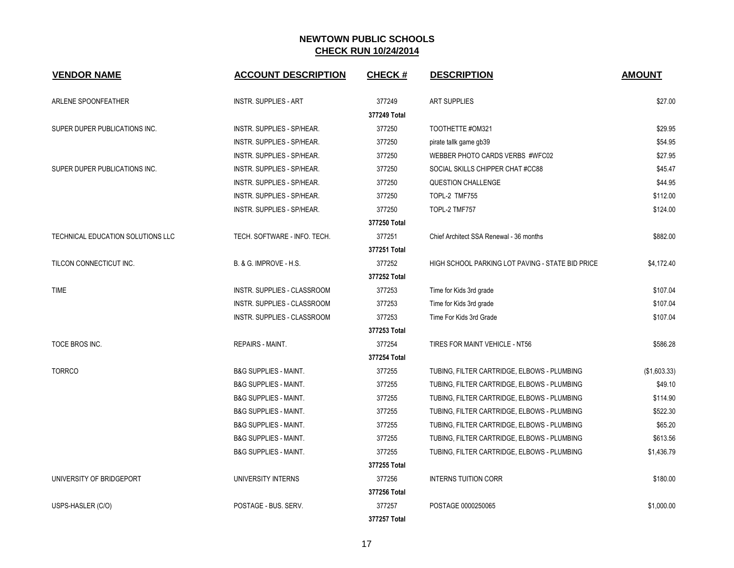# NEWTOWN PUBLIC SCHOOLS

## CHECK RUN 10/24/2014

| VENDOR NAME | ACCOUNT DESCRIPTION | CHECK # | DESCRIPTION | AMOUNT |
|---|---|---|---|---|
| ARLENE SPOONFEATHER | INSTR. SUPPLIES - ART | 377249 | ART SUPPLIES | $27.00 |
| | | 377249 Total | | |
| SUPER DUPER PUBLICATIONS INC. | INSTR. SUPPLIES - SP/HEAR. | 377250 | TOOTHETTE #OM321 | $29.95 |
| | INSTR. SUPPLIES - SP/HEAR. | 377250 | pirate tallk game gb39 | $54.95 |
| | INSTR. SUPPLIES - SP/HEAR. | 377250 | WEBBER PHOTO CARDS VERBS #WFC02 | $27.95 |
| SUPER DUPER PUBLICATIONS INC. | INSTR. SUPPLIES - SP/HEAR. | 377250 | SOCIAL SKILLS CHIPPER CHAT #CC88 | $45.47 |
| | INSTR. SUPPLIES - SP/HEAR. | 377250 | QUESTION CHALLENGE | $44.95 |
| | INSTR. SUPPLIES - SP/HEAR. | 377250 | TOPL-2 TMF755 | $112.00 |
| | INSTR. SUPPLIES - SP/HEAR. | 377250 | TOPL-2 TMF757 | $124.00 |
| | | 377250 Total | | |
| TECHNICAL EDUCATION SOLUTIONS LLC | TECH. SOFTWARE - INFO. TECH. | 377251 | Chief Architect SSA Renewal - 36 months | $882.00 |
| | | 377251 Total | | |
| TILCON CONNECTICUT INC. | B. & G. IMPROVE - H.S. | 377252 | HIGH SCHOOL PARKING LOT PAVING - STATE BID PRICE | $4,172.40 |
| | | 377252 Total | | |
| TIME | INSTR. SUPPLIES - CLASSROOM | 377253 | Time for Kids 3rd grade | $107.04 |
| | INSTR. SUPPLIES - CLASSROOM | 377253 | Time for Kids 3rd grade | $107.04 |
| | INSTR. SUPPLIES - CLASSROOM | 377253 | Time For Kids 3rd Grade | $107.04 |
| | | 377253 Total | | |
| TOCE BROS INC. | REPAIRS - MAINT. | 377254 | TIRES FOR MAINT VEHICLE - NT56 | $586.28 |
| | | 377254 Total | | |
| TORRCO | B&G SUPPLIES - MAINT. | 377255 | TUBING, FILTER CARTRIDGE, ELBOWS - PLUMBING | ($1,603.33) |
| | B&G SUPPLIES - MAINT. | 377255 | TUBING, FILTER CARTRIDGE, ELBOWS - PLUMBING | $49.10 |
| | B&G SUPPLIES - MAINT. | 377255 | TUBING, FILTER CARTRIDGE, ELBOWS - PLUMBING | $114.90 |
| | B&G SUPPLIES - MAINT. | 377255 | TUBING, FILTER CARTRIDGE, ELBOWS - PLUMBING | $522.30 |
| | B&G SUPPLIES - MAINT. | 377255 | TUBING, FILTER CARTRIDGE, ELBOWS - PLUMBING | $65.20 |
| | B&G SUPPLIES - MAINT. | 377255 | TUBING, FILTER CARTRIDGE, ELBOWS - PLUMBING | $613.56 |
| | B&G SUPPLIES - MAINT. | 377255 | TUBING, FILTER CARTRIDGE, ELBOWS - PLUMBING | $1,436.79 |
| | | 377255 Total | | |
| UNIVERSITY OF BRIDGEPORT | UNIVERSITY INTERNS | 377256 | INTERNS TUITION CORR | $180.00 |
| | | 377256 Total | | |
| USPS-HASLER (C/O) | POSTAGE - BUS. SERV. | 377257 | POSTAGE 0000250065 | $1,000.00 |
| | | 377257 Total | | |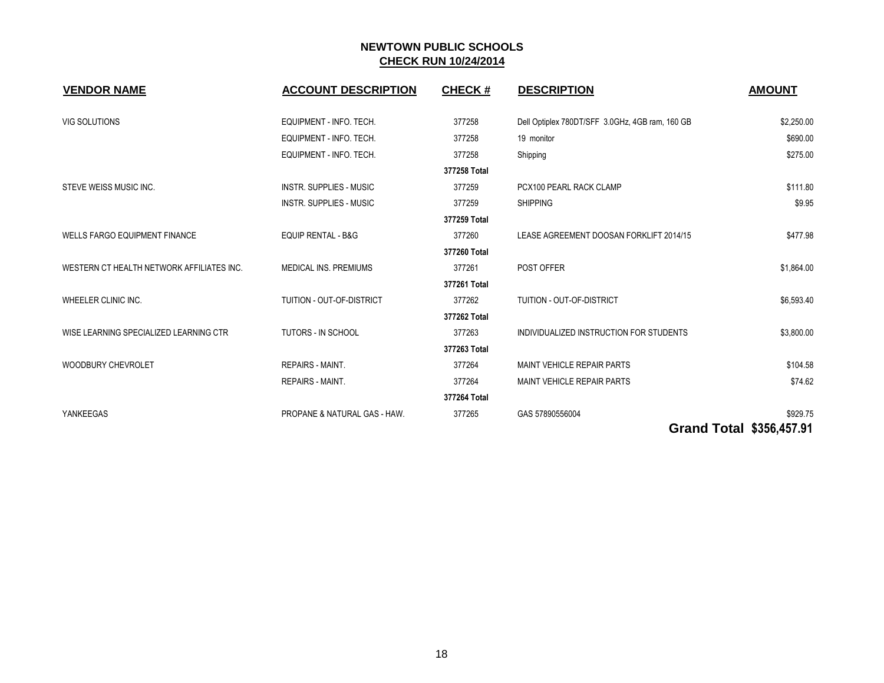**NEWTOWN PUBLIC SCHOOLS**
**CHECK RUN 10/24/2014**

| VENDOR NAME | ACCOUNT DESCRIPTION | CHECK # | DESCRIPTION | AMOUNT |
|---|---|---|---|---|
| VIG SOLUTIONS | EQUIPMENT - INFO. TECH. | 377258 | Dell Optiplex 780DT/SFF 3.0GHz, 4GB ram, 160 GB | $2,250.00 |
| | EQUIPMENT - INFO. TECH. | 377258 | 19 monitor | $690.00 |
| | EQUIPMENT - INFO. TECH. | 377258 | Shipping | $275.00 |
| | | **377258 Total** | | |
| STEVE WEISS MUSIC INC. | INSTR. SUPPLIES - MUSIC | 377259 | PCX100 PEARL RACK CLAMP | $111.80 |
| | INSTR. SUPPLIES - MUSIC | 377259 | SHIPPING | $9.95 |
| | | **377259 Total** | | |
| WELLS FARGO EQUIPMENT FINANCE | EQUIP RENTAL - B&G | 377260 | LEASE AGREEMENT DOOSAN FORKLIFT 2014/15 | $477.98 |
| | | **377260 Total** | | |
| WESTERN CT HEALTH NETWORK AFFILIATES INC. | MEDICAL INS. PREMIUMS | 377261 | POST OFFER | $1,864.00 |
| | | **377261 Total** | | |
| WHEELER CLINIC INC. | TUITION - OUT-OF-DISTRICT | 377262 | TUITION - OUT-OF-DISTRICT | $6,593.40 |
| | | **377262 Total** | | |
| WISE LEARNING SPECIALIZED LEARNING CTR | TUTORS - IN SCHOOL | 377263 | INDIVIDUALIZED INSTRUCTION FOR STUDENTS | $3,800.00 |
| | | **377263 Total** | | |
| WOODBURY CHEVROLET | REPAIRS - MAINT. | 377264 | MAINT VEHICLE REPAIR PARTS | $104.58 |
| | REPAIRS - MAINT. | 377264 | MAINT VEHICLE REPAIR PARTS | $74.62 |
| | | **377264 Total** | | |
| YANKEEGAS | PROPANE & NATURAL GAS - HAW. | 377265 | GAS 57890556004 | $929.75 |
| | | | **Grand Total** | **$356,457.91** |